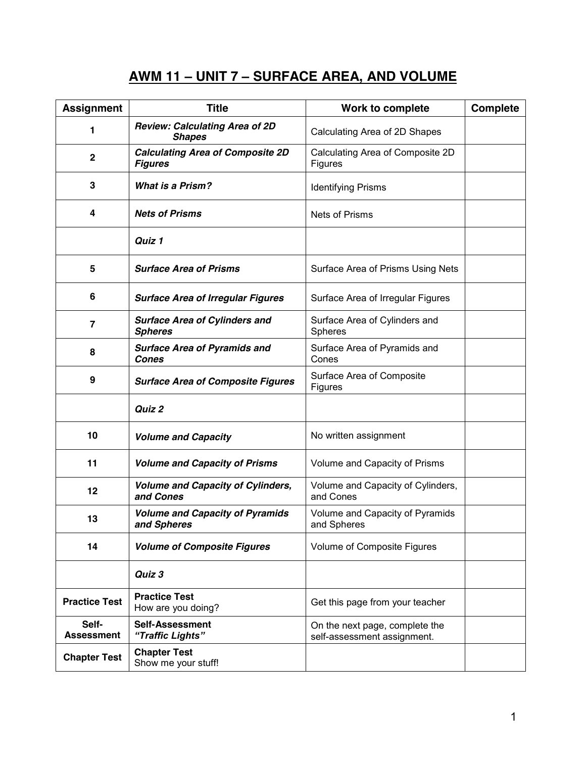# AWM 11 – UNIT 7 – SURFACE AREA, AND VOLUME

| Assignment | Title | Work to complete | Complete |
| --- | --- | --- | --- |
| **1** | ***Review: Calculating Area of 2D Shapes*** | Calculating Area of 2D Shapes | |
| **2** | ***Calculating Area of Composite 2D Figures*** | Calculating Area of Composite 2D Figures | |
| **3** | ***What is a Prism?*** | Identifying Prisms | |
| **4** | ***Nets of Prisms*** | Nets of Prisms | |
| | ***Quiz 1*** | | |
| **5** | ***Surface Area of Prisms*** | Surface Area of Prisms Using Nets | |
| **6** | ***Surface Area of Irregular Figures*** | Surface Area of Irregular Figures | |
| **7** | ***Surface Area of Cylinders and Spheres*** | Surface Area of Cylinders and Spheres | |
| **8** | ***Surface Area of Pyramids and Cones*** | Surface Area of Pyramids and Cones | |
| **9** | ***Surface Area of Composite Figures*** | Surface Area of Composite Figures | |
| | ***Quiz 2*** | | |
| **10** | ***Volume and Capacity*** | No written assignment | |
| **11** | ***Volume and Capacity of Prisms*** | Volume and Capacity of Prisms | |
| **12** | ***Volume and Capacity of Cylinders, and Cones*** | Volume and Capacity of Cylinders, and Cones | |
| **13** | ***Volume and Capacity of Pyramids and Spheres*** | Volume and Capacity of Pyramids and Spheres | |
| **14** | ***Volume of Composite Figures*** | Volume of Composite Figures | |
| | ***Quiz 3*** | | |
| **Practice Test** | **Practice Test** How are you doing? | Get this page from your teacher | |
| **Self-Assessment** | **Self-Assessment** ***"Traffic Lights"*** | On the next page, complete the self-assessment assignment. | |
| **Chapter Test** | **Chapter Test** Show me your stuff! | | |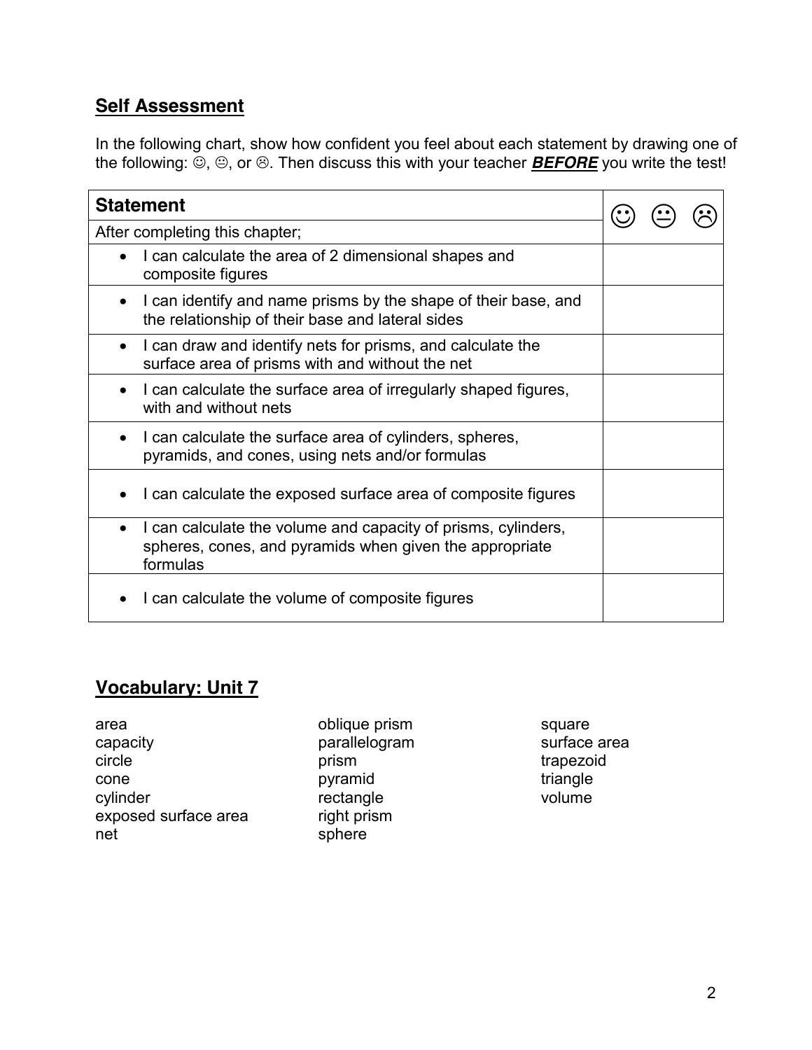## Self Assessment

In the following chart, show how confident you feel about each statement by drawing one of the following: ☺, 😐, or ☹. Then discuss this with your teacher ***BEFORE*** you write the test!

| Statement | ☺ 😐 ☹ |
|---|---|
| After completing this chapter; | |
| • I can calculate the area of 2 dimensional shapes and composite figures | |
| • I can identify and name prisms by the shape of their base, and the relationship of their base and lateral sides | |
| • I can draw and identify nets for prisms, and calculate the surface area of prisms with and without the net | |
| • I can calculate the surface area of irregularly shaped figures, with and without nets | |
| • I can calculate the surface area of cylinders, spheres, pyramids, and cones, using nets and/or formulas | |
| • I can calculate the exposed surface area of composite figures | |
| • I can calculate the volume and capacity of prisms, cylinders, spheres, cones, and pyramids when given the appropriate formulas | |
| • I can calculate the volume of composite figures | |

## Vocabulary: Unit 7

area
capacity
circle
cone
cylinder
exposed surface area
net
oblique prism
parallelogram
prism
pyramid
rectangle
right prism
sphere
square
surface area
trapezoid
triangle
volume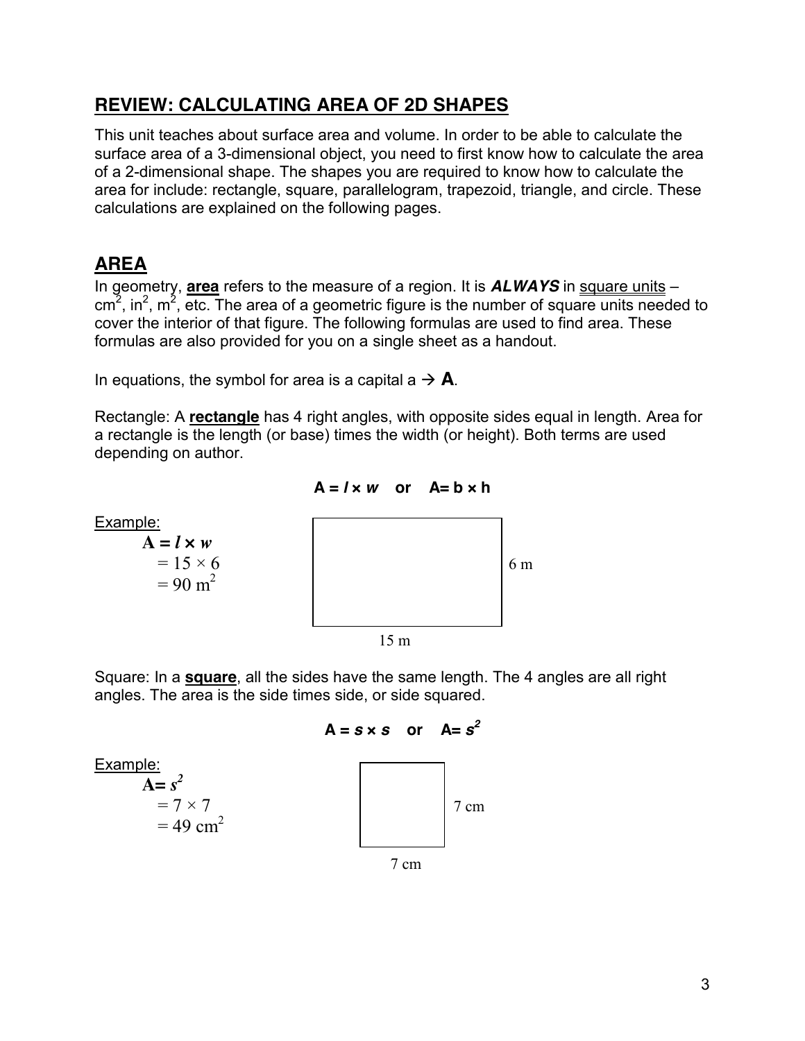## REVIEW: CALCULATING AREA OF 2D SHAPES

This unit teaches about surface area and volume. In order to be able to calculate the surface area of a 3-dimensional object, you need to first know how to calculate the area of a 2-dimensional shape. The shapes you are required to know how to calculate the area for include: rectangle, square, parallelogram, trapezoid, triangle, and circle. These calculations are explained on the following pages.

## AREA

In geometry, **area** refers to the measure of a region. It is ***ALWAYS*** in square units – $cm^2$, $in^2$, $m^2$, etc. The area of a geometric figure is the number of square units needed to cover the interior of that figure. The following formulas are used to find area. These formulas are also provided for you on a single sheet as a handout.

In equations, the symbol for area is a capital a → **A**.

Rectangle: A **rectangle** has 4 right angles, with opposite sides equal in length. Area for a rectangle is the length (or base) times the width (or height). Both terms are used depending on author.

$$A = l \times w \quad \text{or} \quad A = b \times h$$

Example:

$$A = l \times w$$
$$= 15 \times 6$$
$$= 90 \text{ m}^2$$

6 m

15 m

Square: In a **square**, all the sides have the same length. The 4 angles are all right angles. The area is the side times side, or side squared.

$$A = s \times s \quad \text{or} \quad A = s^2$$

Example:

$$A = s^2$$
$$= 7 \times 7$$
$$= 49 \text{ cm}^2$$

7 cm

7 cm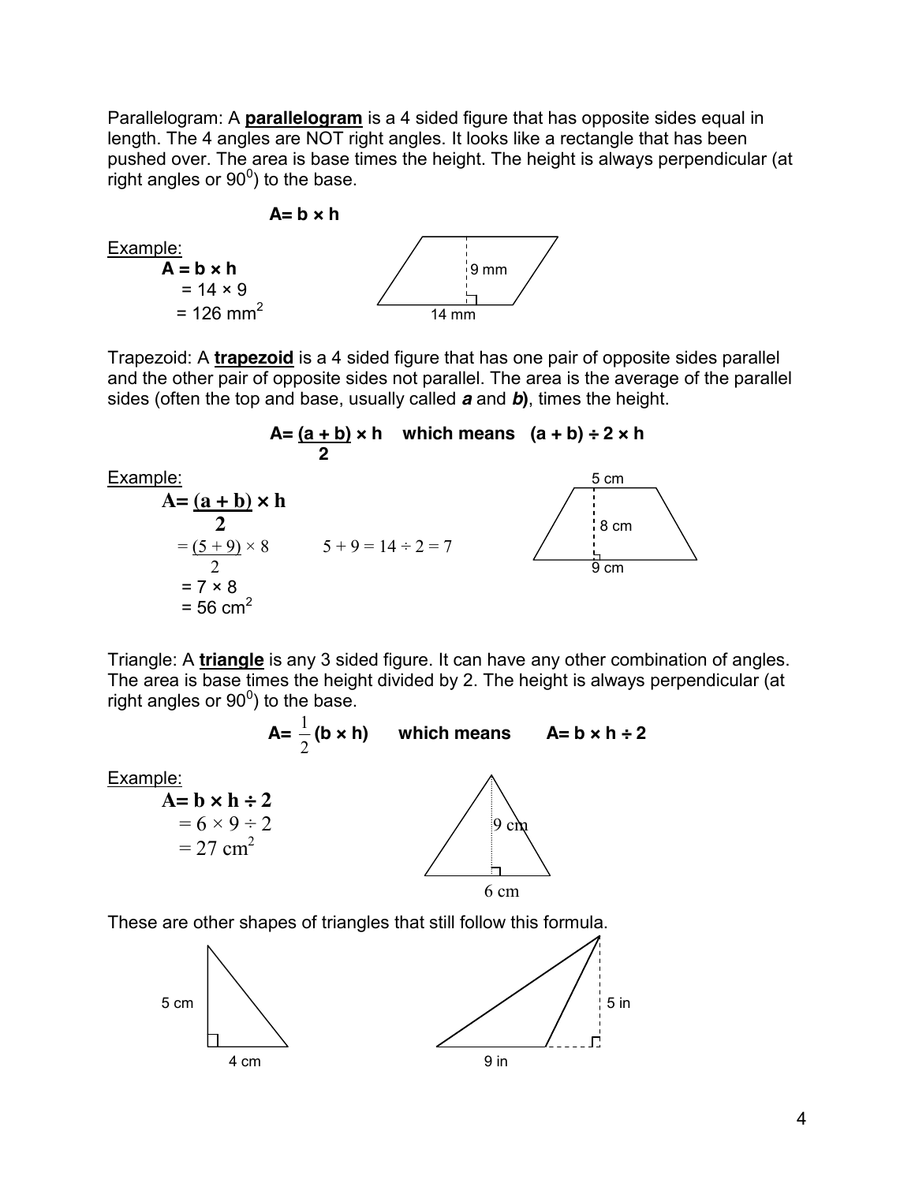Parallelogram: A **parallelogram** is a 4 sided figure that has opposite sides equal in length. The 4 angles are NOT right angles. It looks like a rectangle that has been pushed over. The area is base times the height. The height is always perpendicular (at right angles or $90^0$) to the base.

$$A = b \times h$$

Example:

$A = b \times h$
$= 14 \times 9$
$= 126 \text{ mm}^2$

9 mm

14 mm

Trapezoid: A **trapezoid** is a 4 sided figure that has one pair of opposite sides parallel and the other pair of opposite sides not parallel. The area is the average of the parallel sides (often the top and base, usually called ***a*** and ***b***), times the height.

$$A = \frac{(a + b)}{2} \times h \quad \text{which means} \quad (a + b) \div 2 \times h$$

Example:

$A = \frac{(a + b)}{2} \times h$
$= \frac{(5 + 9)}{2} \times 8$ $\quad 5 + 9 = 14 \div 2 = 7$
$= 7 \times 8$
$= 56 \text{ cm}^2$

5 cm

8 cm

9 cm

Triangle: A **triangle** is any 3 sided figure. It can have any other combination of angles. The area is base times the height divided by 2. The height is always perpendicular (at right angles or $90^0$) to the base.

$$A = \frac{1}{2}(b \times h) \quad \text{which means} \quad A = b \times h \div 2$$

Example:

$A = b \times h \div 2$
$= 6 \times 9 \div 2$
$= 27 \text{ cm}^2$

9 cm

6 cm

These are other shapes of triangles that still follow this formula.

5 cm

4 cm

5 in

9 in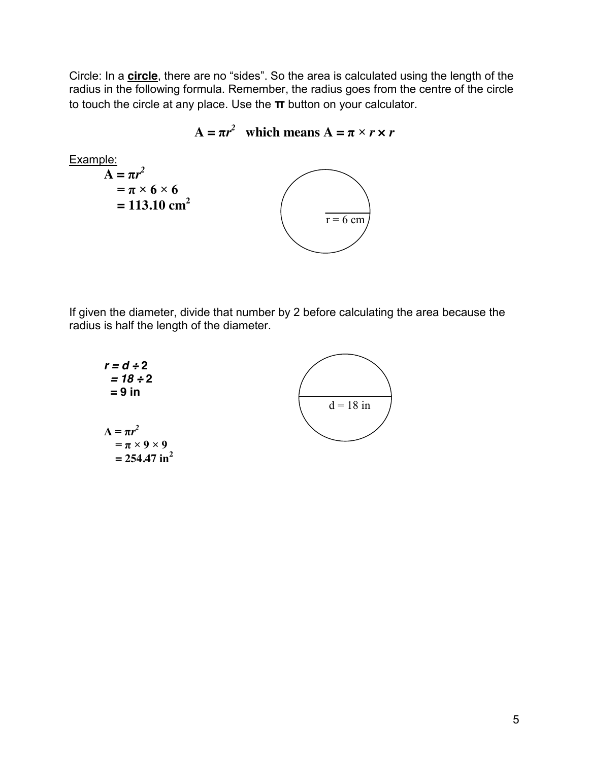Circle: In a **circle**, there are no "sides". So the area is calculated using the length of the radius in the following formula. Remember, the radius goes from the centre of the circle to touch the circle at any place. Use the **π** button on your calculator.

$$A = \pi r^2 \quad \text{which means } A = \pi \times r \times r$$

Example:

$$\begin{aligned} A &= \pi r^2 \\ &= \pi \times 6 \times 6 \\ &= 113.10 \text{ cm}^2 \end{aligned}$$

r = 6 cm

If given the diameter, divide that number by 2 before calculating the area because the radius is half the length of the diameter.

$$\begin{aligned} r &= d \div 2 \\ &= 18 \div 2 \\ &= 9 \text{ in} \end{aligned}$$

d = 18 in

$$\begin{aligned} A &= \pi r^2 \\ &= \pi \times 9 \times 9 \\ &= 254.47 \text{ in}^2 \end{aligned}$$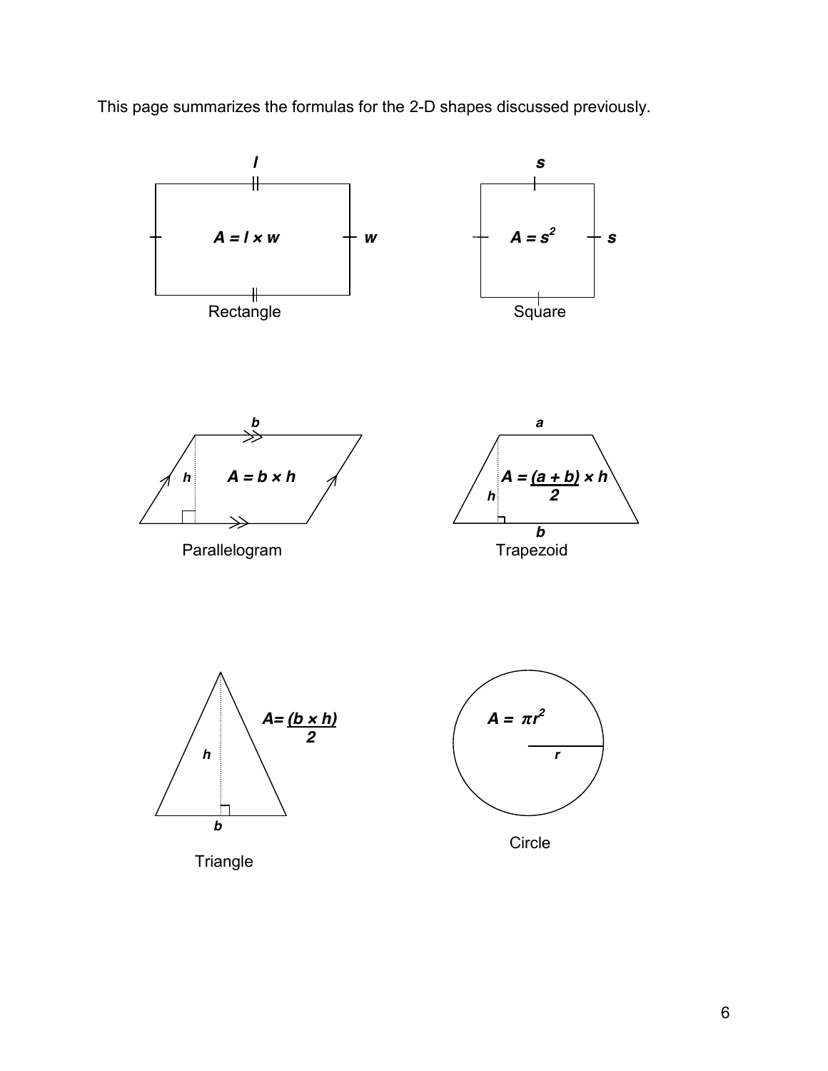This page summarizes the formulas for the 2-D shapes discussed previously.

**Rectangle**

$A = l \times w$

**Square**

$A = s^2$

**Parallelogram**

$A = b \times h$

**Trapezoid**

$A = \frac{(a + b) \times h}{2}$

**Triangle**

$A = \frac{(b \times h)}{2}$

**Circle**

$A = \pi r^2$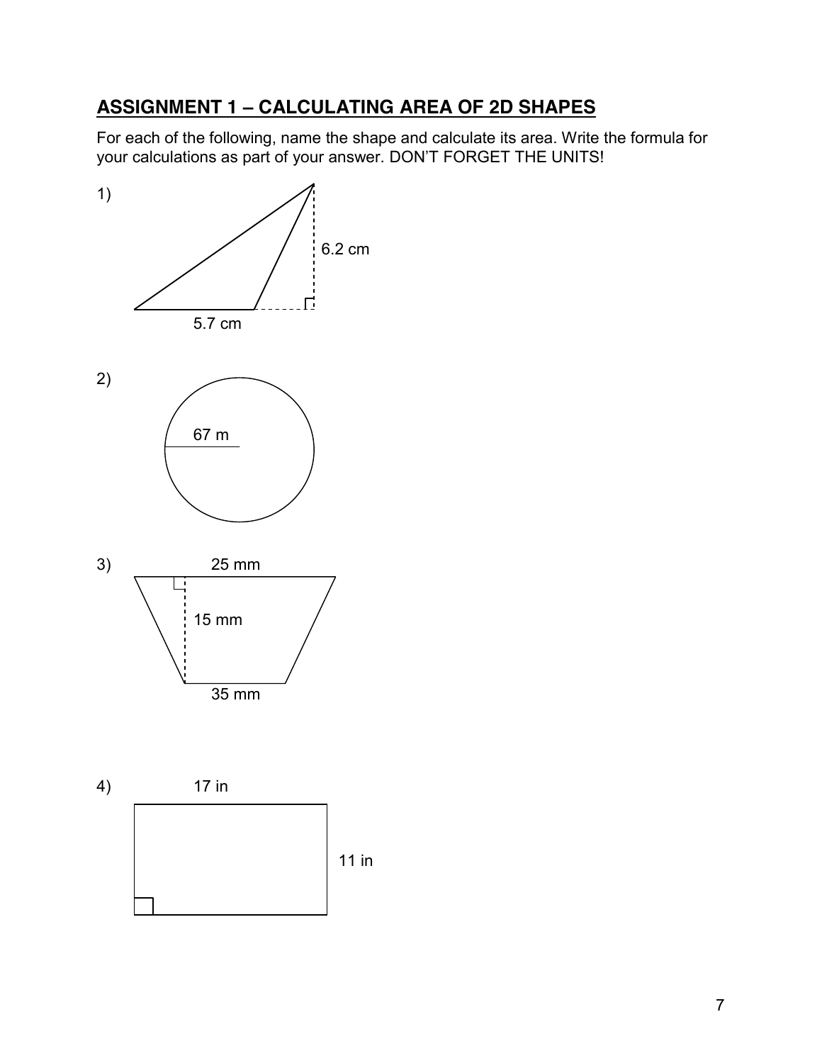## ASSIGNMENT 1 – CALCULATING AREA OF 2D SHAPES

For each of the following, name the shape and calculate its area. Write the formula for your calculations as part of your answer. DON'T FORGET THE UNITS!

1)

6.2 cm

5.7 cm

2)

67 m

3)

25 mm

15 mm

35 mm

4)

17 in

11 in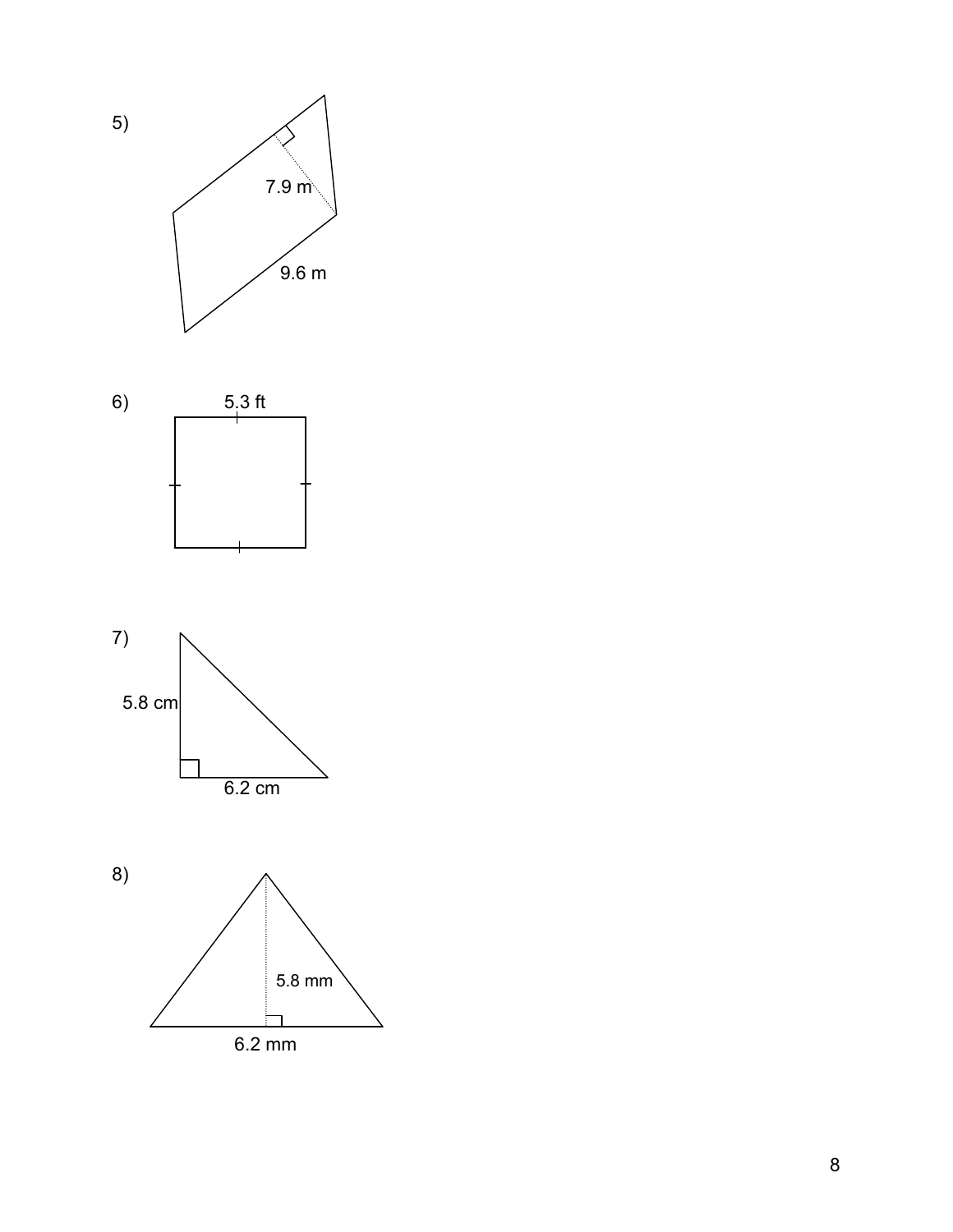5)

7.9 m

9.6 m

6)

5.3 ft

7)

5.8 cm

6.2 cm

8)

5.8 mm

6.2 mm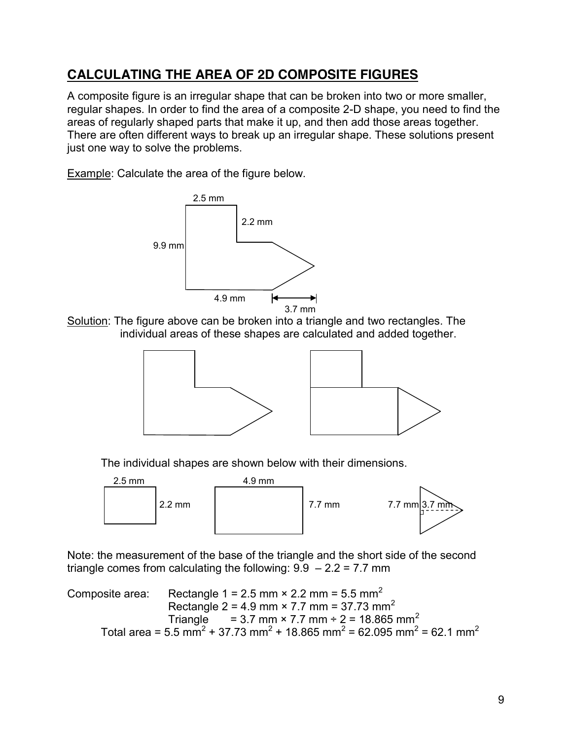## CALCULATING THE AREA OF 2D COMPOSITE FIGURES

A composite figure is an irregular shape that can be broken into two or more smaller, regular shapes. In order to find the area of a composite 2-D shape, you need to find the areas of regularly shaped parts that make it up, and then add those areas together. There are often different ways to break up an irregular shape. These solutions present just one way to solve the problems.

Example: Calculate the area of the figure below.

2.5 mm

2.2 mm

9.9 mm

4.9 mm

3.7 mm

Solution: The figure above can be broken into a triangle and two rectangles. The individual areas of these shapes are calculated and added together.

The individual shapes are shown below with their dimensions.

2.5 mm 2.2 mm 4.9 mm 7.7 mm 7.7 mm 3.7 mm

Note: the measurement of the base of the triangle and the short side of the second triangle comes from calculating the following: $9.9 - 2.2 = 7.7$ mm

Composite area: Rectangle 1 = $2.5 \text{ mm} \times 2.2 \text{ mm} = 5.5 \text{ mm}^2$

Rectangle 2 = $4.9 \text{ mm} \times 7.7 \text{ mm} = 37.73 \text{ mm}^2$

Triangle = $3.7 \text{ mm} \times 7.7 \text{ mm} \div 2 = 18.865 \text{ mm}^2$

Total area = $5.5 \text{ mm}^2 + 37.73 \text{ mm}^2 + 18.865 \text{ mm}^2 = 62.095 \text{ mm}^2 = 62.1 \text{ mm}^2$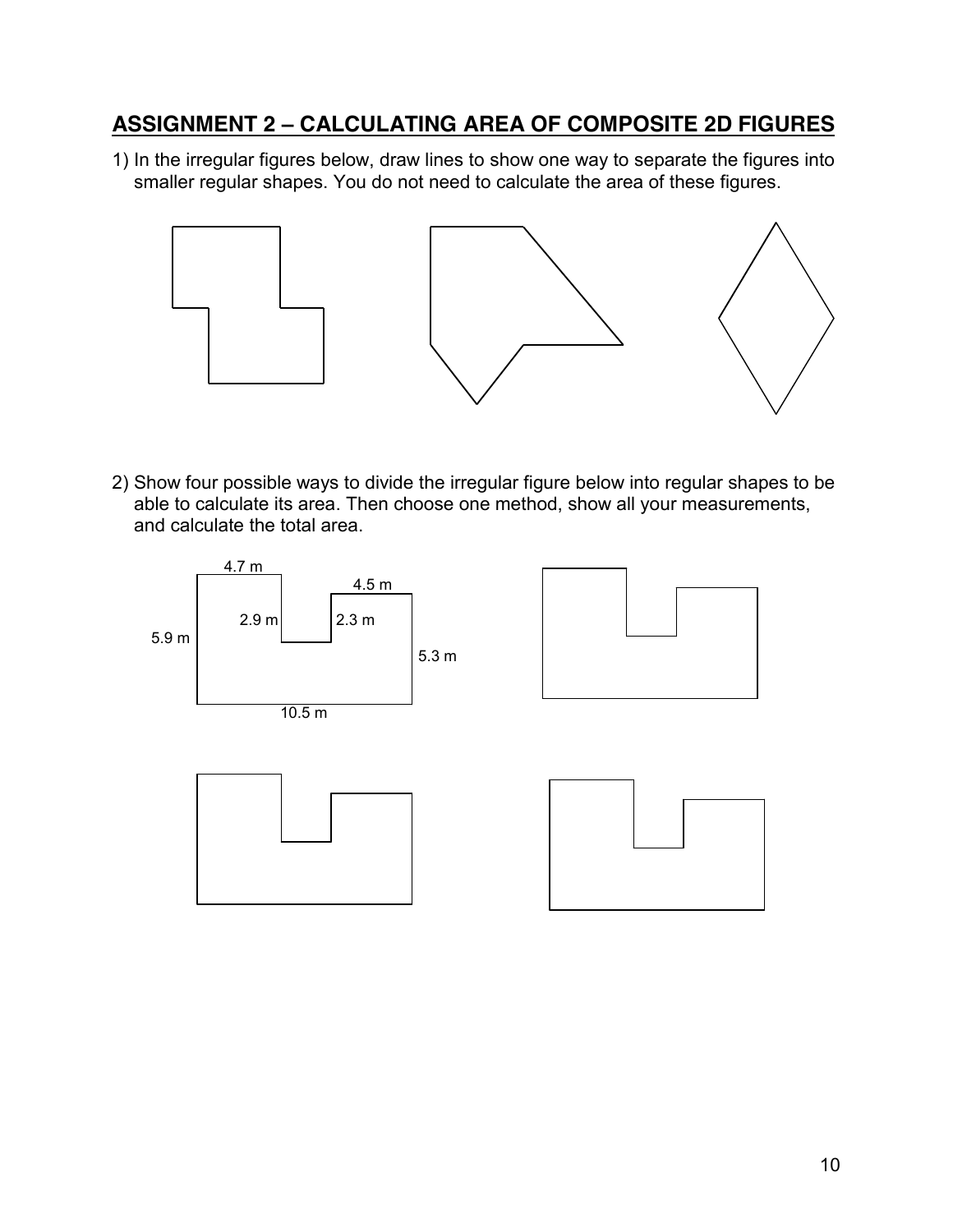## ASSIGNMENT 2 – CALCULATING AREA OF COMPOSITE 2D FIGURES

1) In the irregular figures below, draw lines to show one way to separate the figures into smaller regular shapes. You do not need to calculate the area of these figures.

2) Show four possible ways to divide the irregular figure below into regular shapes to be able to calculate its area. Then choose one method, show all your measurements, and calculate the total area.

4.7 m

4.5 m

2.9 m

2.3 m

5.9 m

5.3 m

10.5 m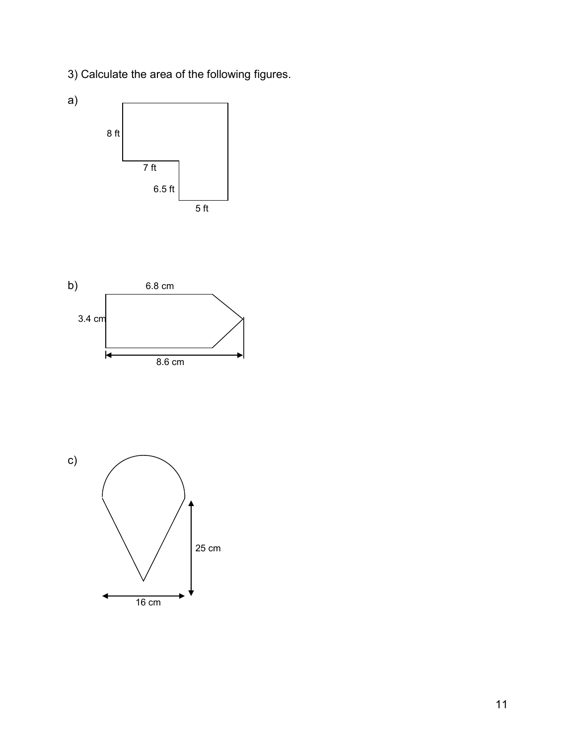3) Calculate the area of the following figures.

a)

8 ft

7 ft

6.5 ft

5 ft

b)

6.8 cm

3.4 cm

8.6 cm

c)

25 cm

16 cm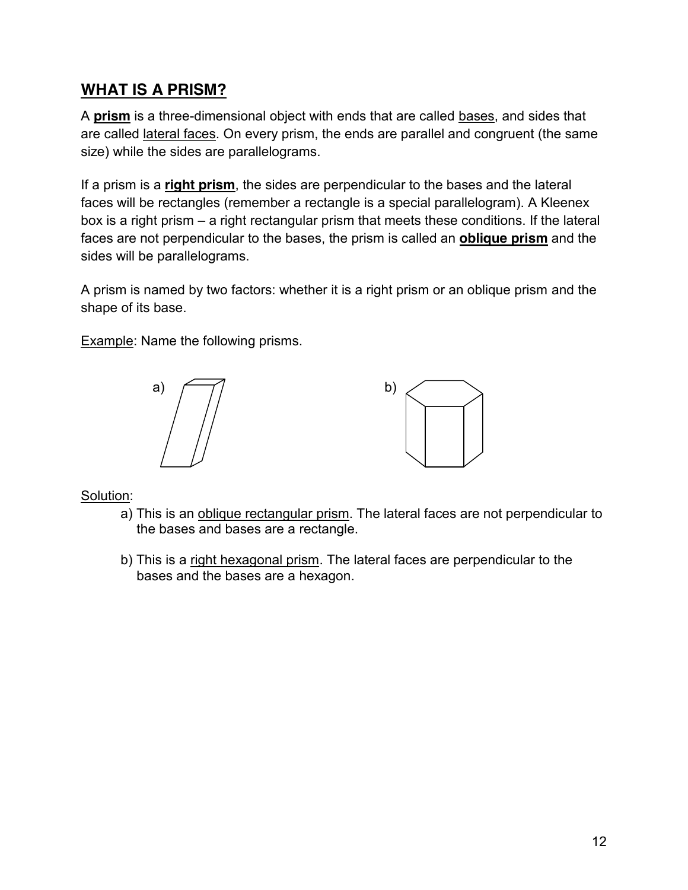## WHAT IS A PRISM?

A **prism** is a three-dimensional object with ends that are called bases, and sides that are called lateral faces. On every prism, the ends are parallel and congruent (the same size) while the sides are parallelograms.

If a prism is a **right prism**, the sides are perpendicular to the bases and the lateral faces will be rectangles (remember a rectangle is a special parallelogram). A Kleenex box is a right prism – a right rectangular prism that meets these conditions. If the lateral faces are not perpendicular to the bases, the prism is called an **oblique prism** and the sides will be parallelograms.

A prism is named by two factors: whether it is a right prism or an oblique prism and the shape of its base.

Example: Name the following prisms.

a)

b)

Solution:

a) This is an oblique rectangular prism. The lateral faces are not perpendicular to the bases and bases are a rectangle.

b) This is a right hexagonal prism. The lateral faces are perpendicular to the bases and the bases are a hexagon.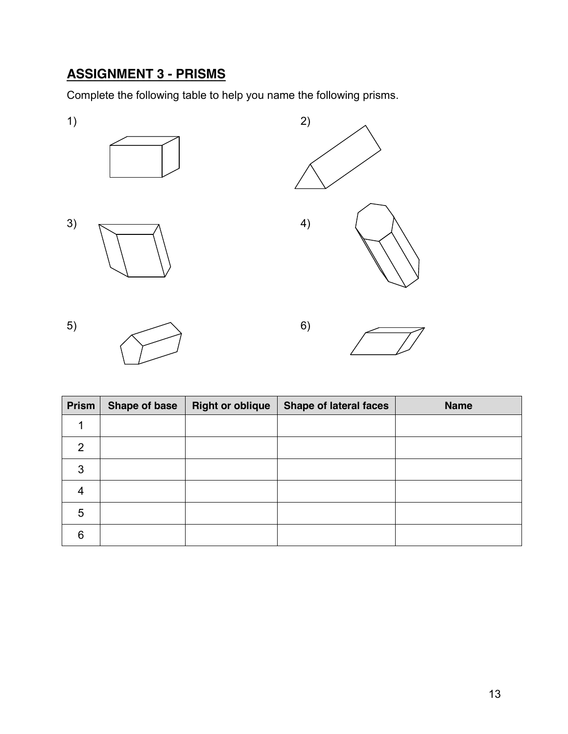## ASSIGNMENT 3 - PRISMS

Complete the following table to help you name the following prisms.

1)

2)

3)

4)

5)

6)

| Prism | Shape of base | Right or oblique | Shape of lateral faces | Name |
|---|---|---|---|---|
| 1 | | | | |
| 2 | | | | |
| 3 | | | | |
| 4 | | | | |
| 5 | | | | |
| 6 | | | | |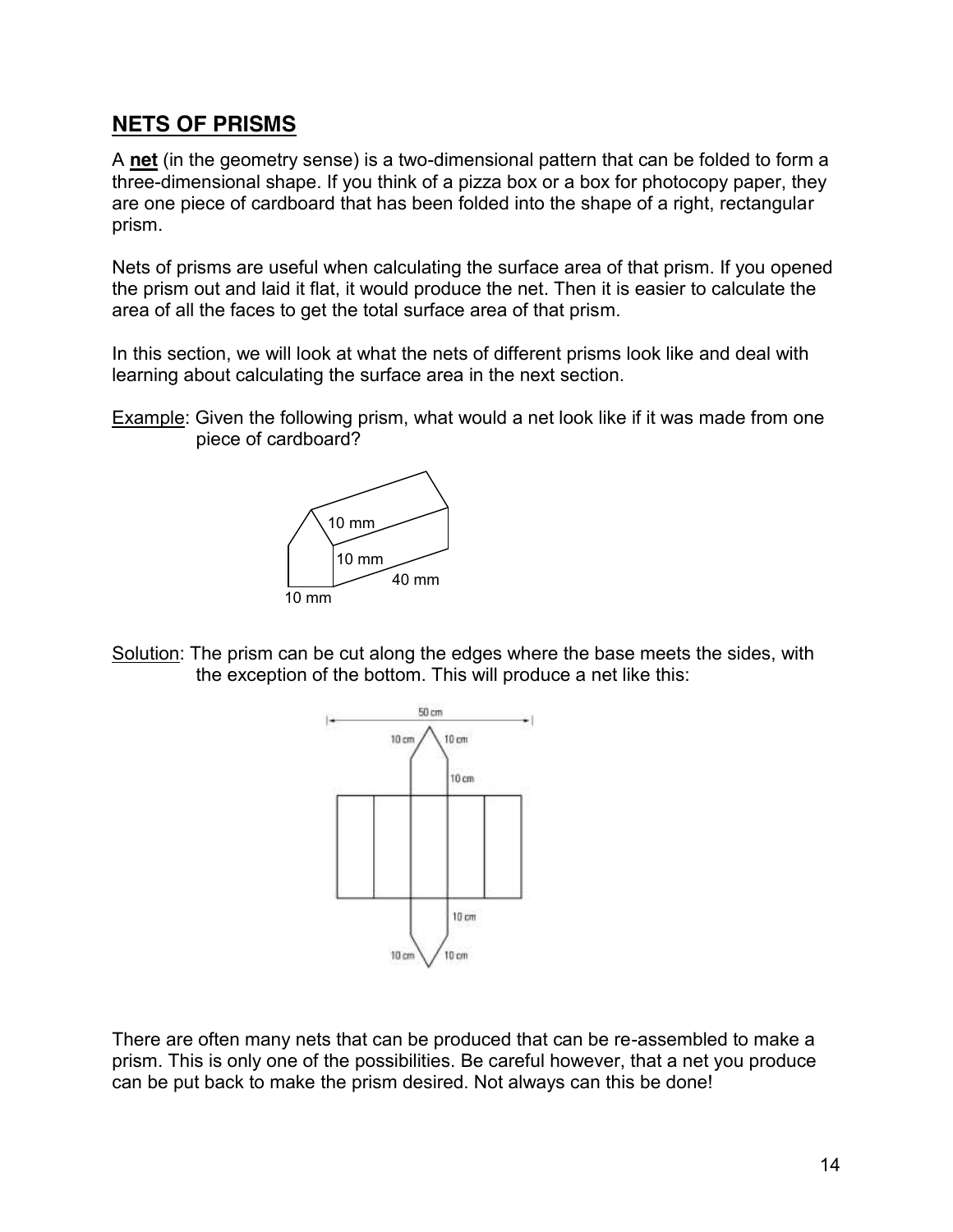## NETS OF PRISMS

A **net** (in the geometry sense) is a two-dimensional pattern that can be folded to form a three-dimensional shape. If you think of a pizza box or a box for photocopy paper, they are one piece of cardboard that has been folded into the shape of a right, rectangular prism.

Nets of prisms are useful when calculating the surface area of that prism. If you opened the prism out and laid it flat, it would produce the net. Then it is easier to calculate the area of all the faces to get the total surface area of that prism.

In this section, we will look at what the nets of different prisms look like and deal with learning about calculating the surface area in the next section.

Example: Given the following prism, what would a net look like if it was made from one piece of cardboard?

Solution: The prism can be cut along the edges where the base meets the sides, with the exception of the bottom. This will produce a net like this:

There are often many nets that can be produced that can be re-assembled to make a prism. This is only one of the possibilities. Be careful however, that a net you produce can be put back to make the prism desired. Not always can this be done!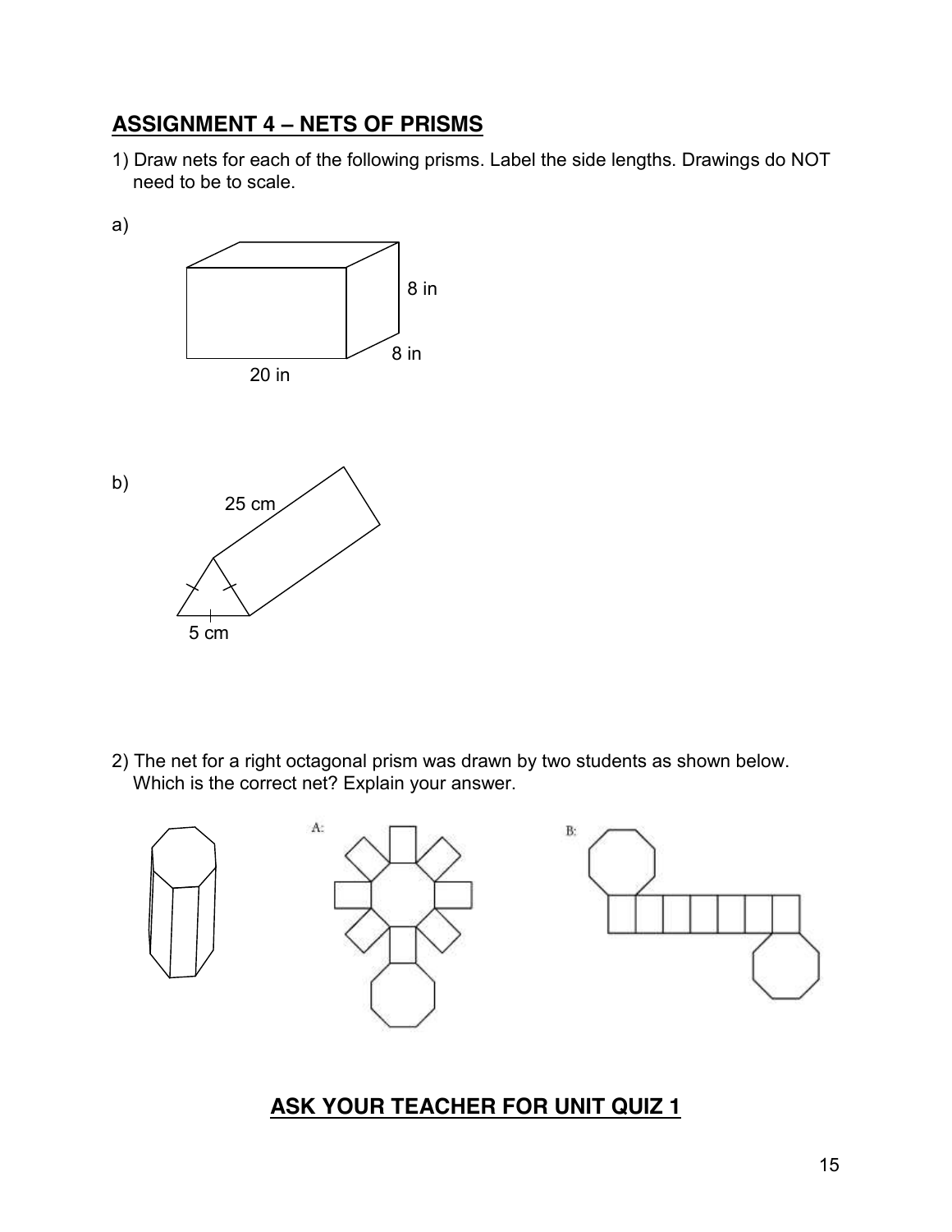## ASSIGNMENT 4 – NETS OF PRISMS

1) Draw nets for each of the following prisms. Label the side lengths. Drawings do NOT need to be to scale.

a)

8 in

8 in

20 in

b)

25 cm

5 cm

2) The net for a right octagonal prism was drawn by two students as shown below. Which is the correct net? Explain your answer.

A:

B:

## ASK YOUR TEACHER FOR UNIT QUIZ 1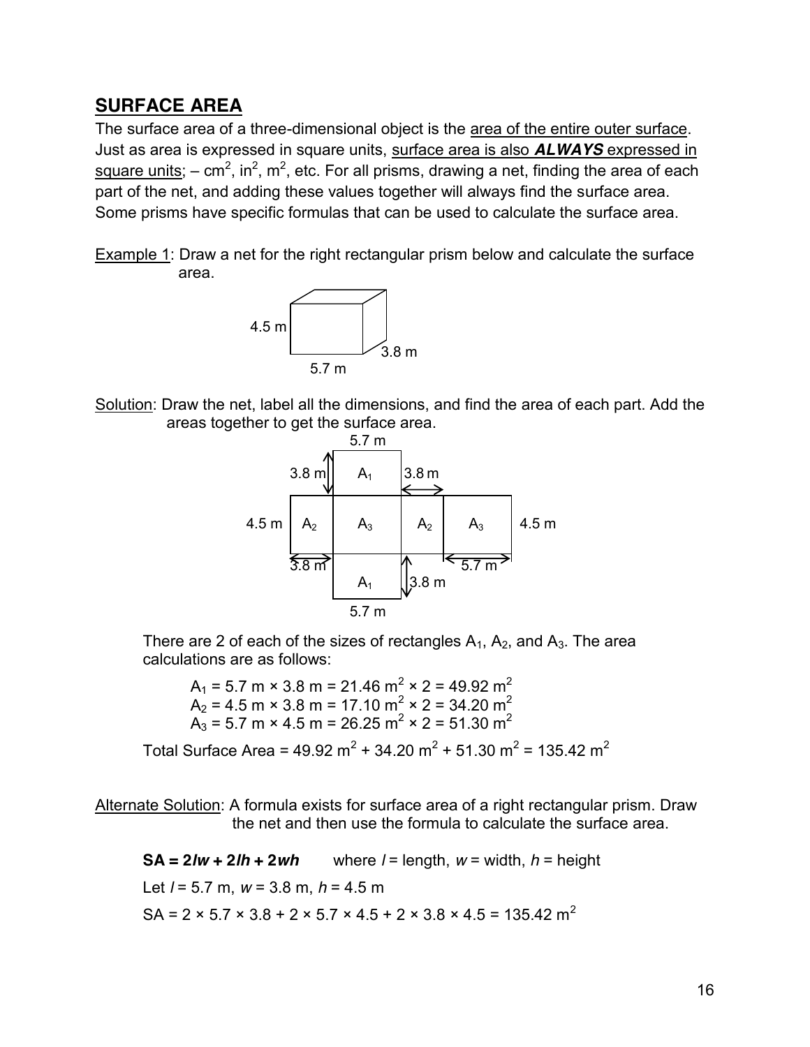## SURFACE AREA

The surface area of a three-dimensional object is the area of the entire outer surface. Just as area is expressed in square units, surface area is also ***ALWAYS*** expressed in square units; – $cm^2$, $in^2$, $m^2$, etc. For all prisms, drawing a net, finding the area of each part of the net, and adding these values together will always find the surface area. Some prisms have specific formulas that can be used to calculate the surface area.

Example 1: Draw a net for the right rectangular prism below and calculate the surface area.

Solution: Draw the net, label all the dimensions, and find the area of each part. Add the areas together to get the surface area.

There are 2 of each of the sizes of rectangles $A_1$, $A_2$, and $A_3$. The area calculations are as follows:

$A_1$ = 5.7 m × 3.8 m = 21.46 $m^2$ × 2 = 49.92 $m^2$
$A_2$ = 4.5 m × 3.8 m = 17.10 $m^2$ × 2 = 34.20 $m^2$
$A_3$ = 5.7 m × 4.5 m = 26.25 $m^2$ × 2 = 51.30 $m^2$

Total Surface Area = 49.92 $m^2$ + 34.20 $m^2$ + 51.30 $m^2$ = 135.42 $m^2$

Alternate Solution: A formula exists for surface area of a right rectangular prism. Draw the net and then use the formula to calculate the surface area.

$\mathbf{SA = 2lw + 2lh + 2wh}$ where $l$ = length, $w$ = width, $h$ = height

Let $l$ = 5.7 m, $w$ = 3.8 m, $h$ = 4.5 m

SA = 2 × 5.7 × 3.8 + 2 × 5.7 × 4.5 + 2 × 3.8 × 4.5 = 135.42 $m^2$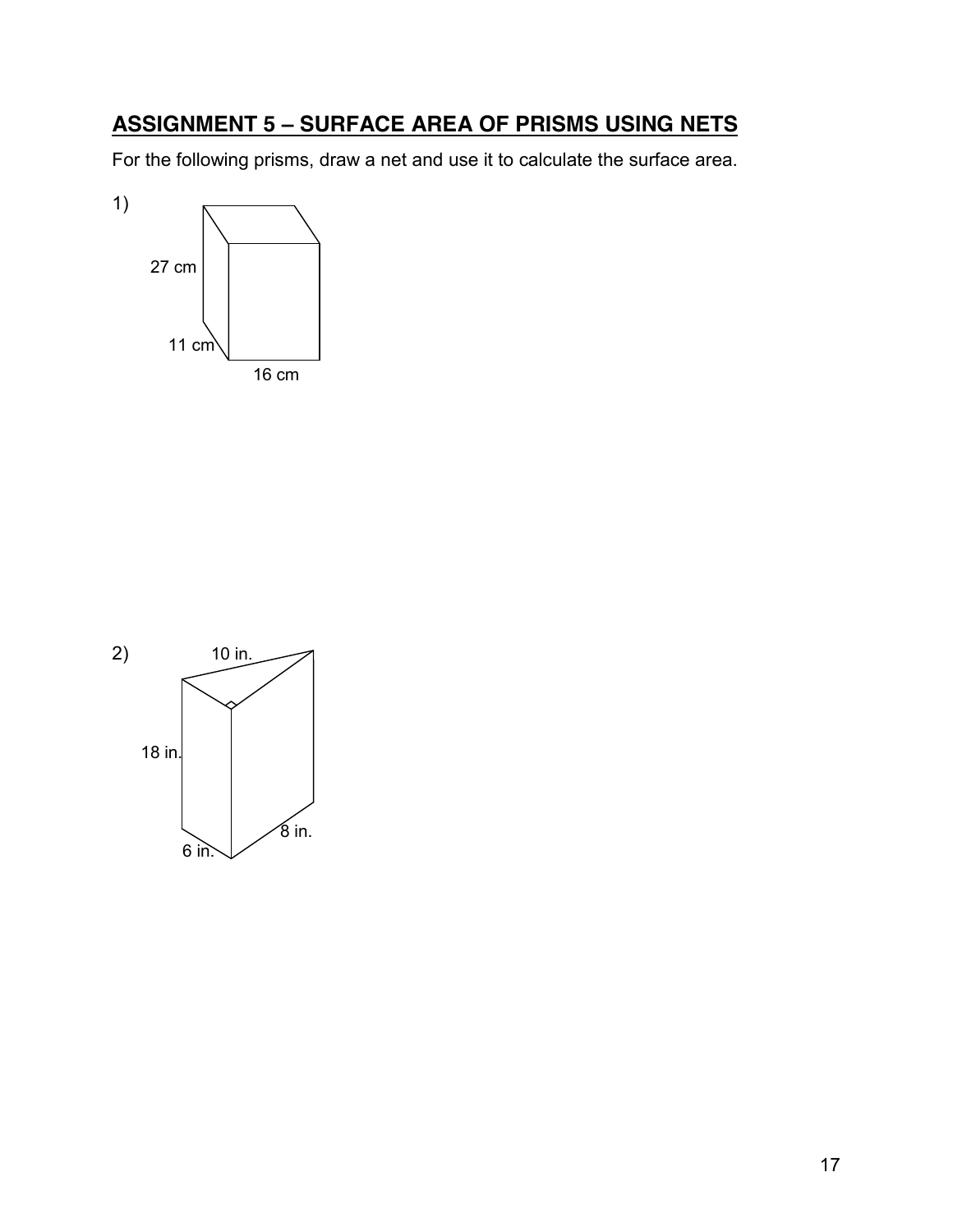## ASSIGNMENT 5 – SURFACE AREA OF PRISMS USING NETS

For the following prisms, draw a net and use it to calculate the surface area.

1)

27 cm

11 cm

16 cm

2)

10 in.

18 in.

8 in.

6 in.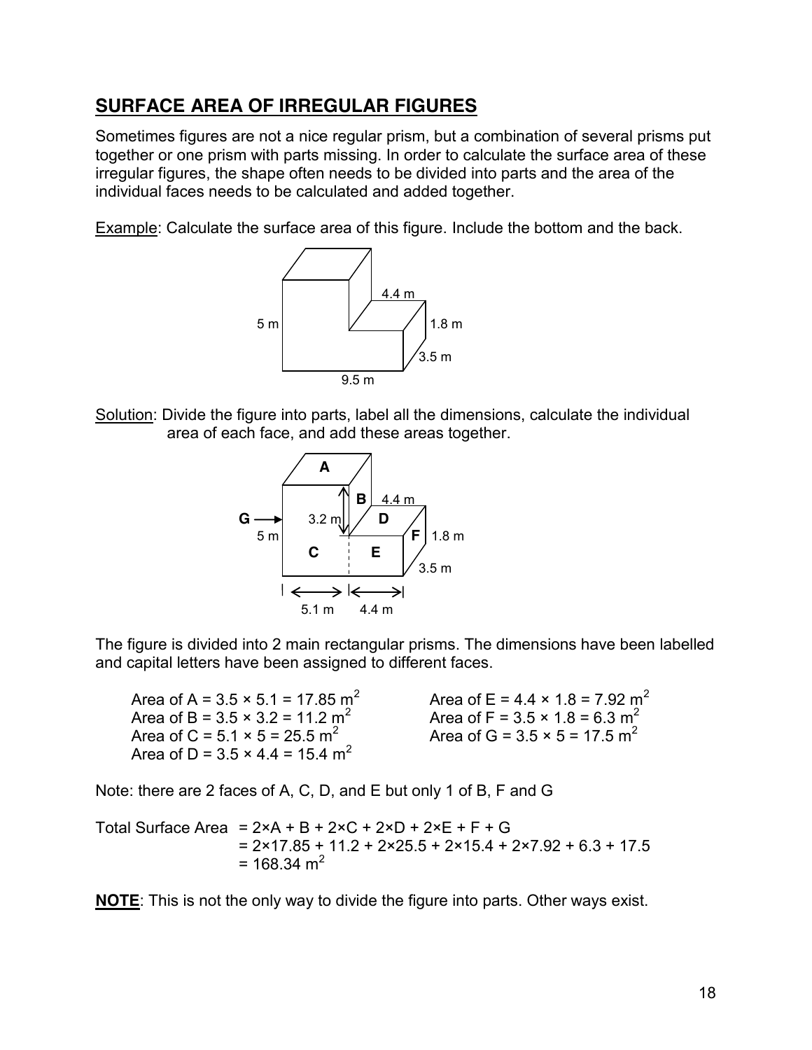## SURFACE AREA OF IRREGULAR FIGURES

Sometimes figures are not a nice regular prism, but a combination of several prisms put together or one prism with parts missing. In order to calculate the surface area of these irregular figures, the shape often needs to be divided into parts and the area of the individual faces needs to be calculated and added together.

Example: Calculate the surface area of this figure. Include the bottom and the back.

Solution: Divide the figure into parts, label all the dimensions, calculate the individual area of each face, and add these areas together.

The figure is divided into 2 main rectangular prisms. The dimensions have been labelled and capital letters have been assigned to different faces.

Area of A = $3.5 \times 5.1 = 17.85\text{ m}^2$
Area of B = $3.5 \times 3.2 = 11.2\text{ m}^2$
Area of C = $5.1 \times 5 = 25.5\text{ m}^2$
Area of D = $3.5 \times 4.4 = 15.4\text{ m}^2$
Area of E = $4.4 \times 1.8 = 7.92\text{ m}^2$
Area of F = $3.5 \times 1.8 = 6.3\text{ m}^2$
Area of G = $3.5 \times 5 = 17.5\text{ m}^2$

Note: there are 2 faces of A, C, D, and E but only 1 of B, F and G

Total Surface Area $= 2\times A + B + 2\times C + 2\times D + 2\times E + F + G$
$= 2\times 17.85 + 11.2 + 2\times 25.5 + 2\times 15.4 + 2\times 7.92 + 6.3 + 17.5$
$= 168.34\text{ m}^2$

**NOTE**: This is not the only way to divide the figure into parts. Other ways exist.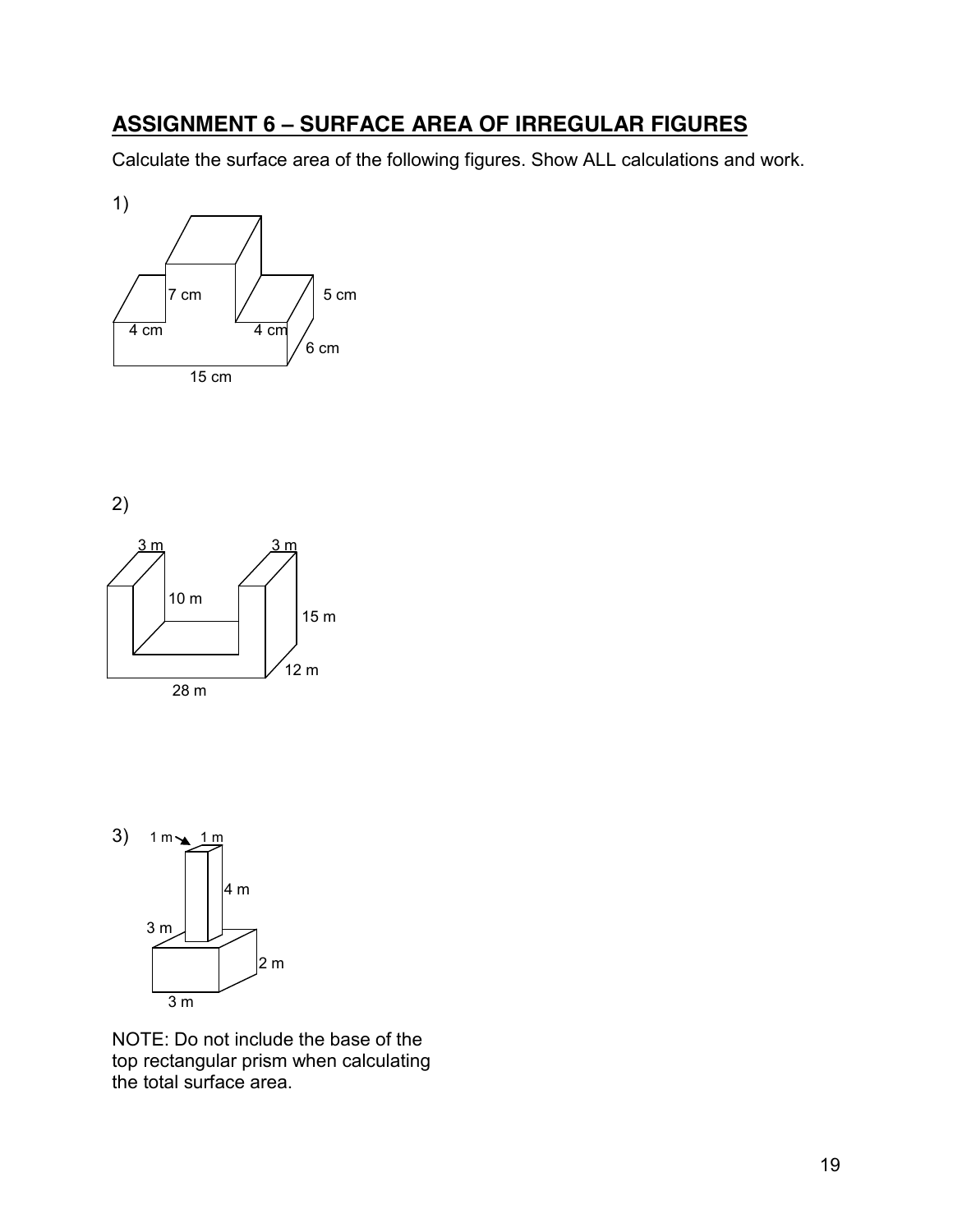## ASSIGNMENT 6 – SURFACE AREA OF IRREGULAR FIGURES

Calculate the surface area of the following figures. Show ALL calculations and work.

1)

7 cm

5 cm

4 cm

4 cm

6 cm

15 cm

2)

3 m

3 m

10 m

15 m

12 m

28 m

3) 1 m 1 m

4 m

3 m

2 m

3 m

NOTE: Do not include the base of the top rectangular prism when calculating the total surface area.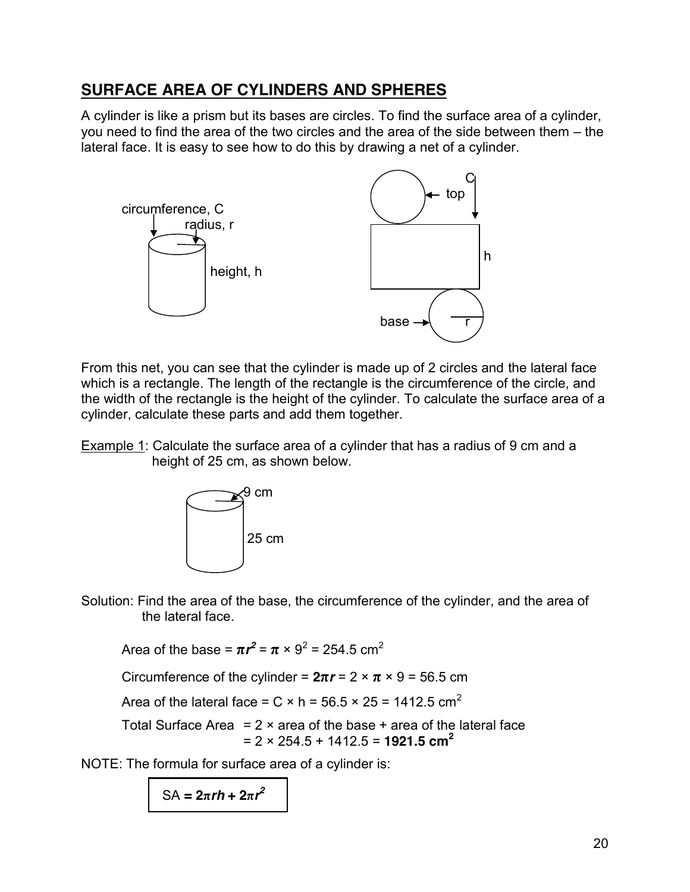## SURFACE AREA OF CYLINDERS AND SPHERES

A cylinder is like a prism but its bases are circles. To find the surface area of a cylinder, you need to find the area of the two circles and the area of the side between them – the lateral face. It is easy to see how to do this by drawing a net of a cylinder.

From this net, you can see that the cylinder is made up of 2 circles and the lateral face which is a rectangle. The length of the rectangle is the circumference of the circle, and the width of the rectangle is the height of the cylinder. To calculate the surface area of a cylinder, calculate these parts and add them together.

Example 1: Calculate the surface area of a cylinder that has a radius of 9 cm and a height of 25 cm, as shown below.

Solution: Find the area of the base, the circumference of the cylinder, and the area of the lateral face.

Area of the base = $\pi r^2 = \pi \times 9^2 = 254.5 \text{ cm}^2$

Circumference of the cylinder = $2\pi r = 2 \times \pi \times 9 = 56.5$ cm

Area of the lateral face = $C \times h = 56.5 \times 25 = 1412.5 \text{ cm}^2$

Total Surface Area = 2 × area of the base + area of the lateral face
= $2 \times 254.5 + 1412.5 =$ **$1921.5 \text{ cm}^2$**

NOTE: The formula for surface area of a cylinder is:

$$SA = 2\pi rh + 2\pi r^2$$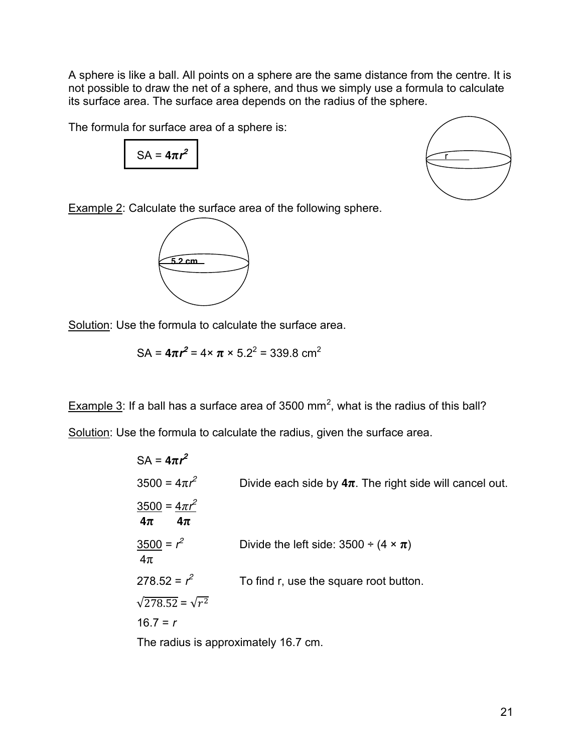A sphere is like a ball. All points on a sphere are the same distance from the centre. It is not possible to draw the net of a sphere, and thus we simply use a formula to calculate its surface area. The surface area depends on the radius of the sphere.

The formula for surface area of a sphere is:

$$SA = \mathbf{4\pi r^2}$$

r

Example 2: Calculate the surface area of the following sphere.

5.2 cm

Solution: Use the formula to calculate the surface area.

$$SA = \mathbf{4\pi r^2} = 4 \times \pi \times 5.2^2 = 339.8 \text{ cm}^2$$

Example 3: If a ball has a surface area of 3500 mm$^2$, what is the radius of this ball?

Solution: Use the formula to calculate the radius, given the surface area.

$SA = \mathbf{4\pi r^2}$

$3500 = 4\pi r^2$ Divide each side by $\mathbf{4\pi}$. The right side will cancel out.

$\dfrac{3500}{\mathbf{4\pi}} = \dfrac{4\pi r^2}{\mathbf{4\pi}}$

$\dfrac{3500}{4\pi} = r^2$ Divide the left side: $3500 \div (4 \times \pi)$

$278.52 = r^2$ To find r, use the square root button.

$\sqrt{278.52} = \sqrt{r^2}$

$16.7 = r$

The radius is approximately 16.7 cm.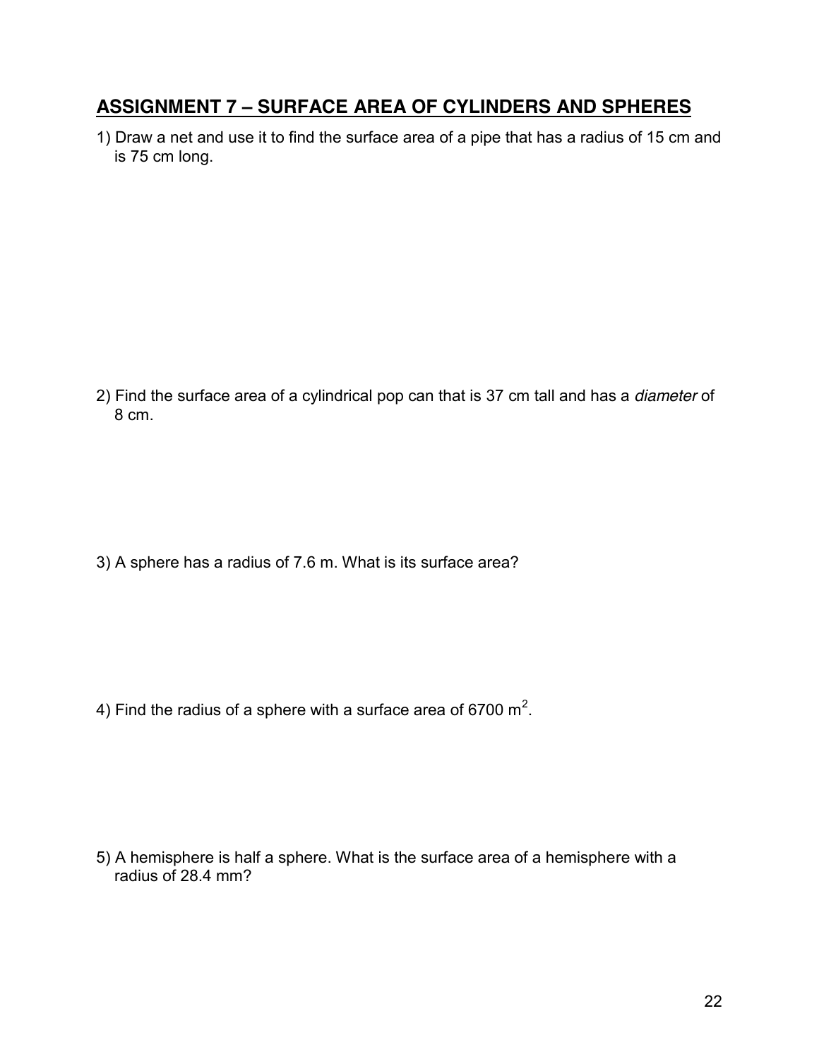## ASSIGNMENT 7 – SURFACE AREA OF CYLINDERS AND SPHERES

1) Draw a net and use it to find the surface area of a pipe that has a radius of 15 cm and is 75 cm long.

2) Find the surface area of a cylindrical pop can that is 37 cm tall and has a *diameter* of 8 cm.

3) A sphere has a radius of 7.6 m. What is its surface area?

4) Find the radius of a sphere with a surface area of 6700 $m^2$.

5) A hemisphere is half a sphere. What is the surface area of a hemisphere with a radius of 28.4 mm?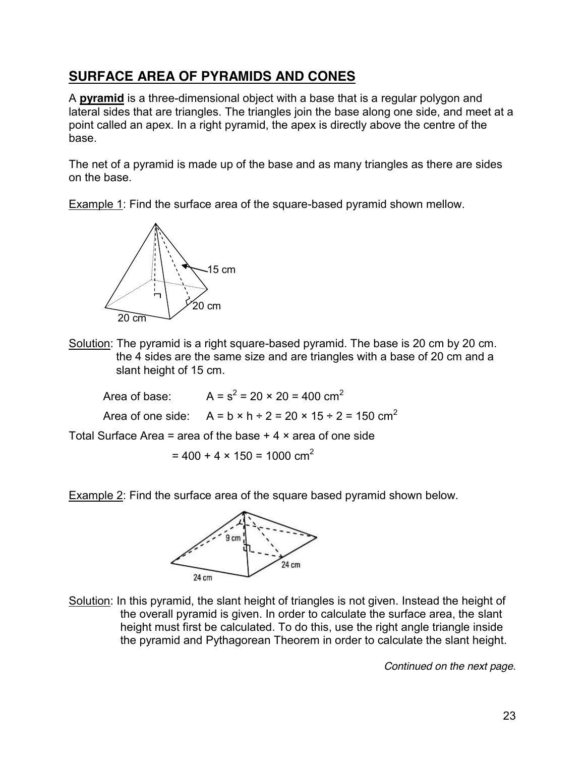## SURFACE AREA OF PYRAMIDS AND CONES

A **pyramid** is a three-dimensional object with a base that is a regular polygon and lateral sides that are triangles. The triangles join the base along one side, and meet at a point called an apex. In a right pyramid, the apex is directly above the centre of the base.

The net of a pyramid is made up of the base and as many triangles as there are sides on the base.

Example 1: Find the surface area of the square-based pyramid shown mellow.

Solution: The pyramid is a right square-based pyramid. The base is 20 cm by 20 cm. the 4 sides are the same size and are triangles with a base of 20 cm and a slant height of 15 cm.

Area of base: $A = s^2 = 20 \times 20 = 400 \text{ cm}^2$

Area of one side: $A = b \times h \div 2 = 20 \times 15 \div 2 = 150 \text{ cm}^2$

Total Surface Area = area of the base + 4 × area of one side

$= 400 + 4 \times 150 = 1000 \text{ cm}^2$

Example 2: Find the surface area of the square based pyramid shown below.

Solution: In this pyramid, the slant height of triangles is not given. Instead the height of the overall pyramid is given. In order to calculate the surface area, the slant height must first be calculated. To do this, use the right angle triangle inside the pyramid and Pythagorean Theorem in order to calculate the slant height.

*Continued on the next page.*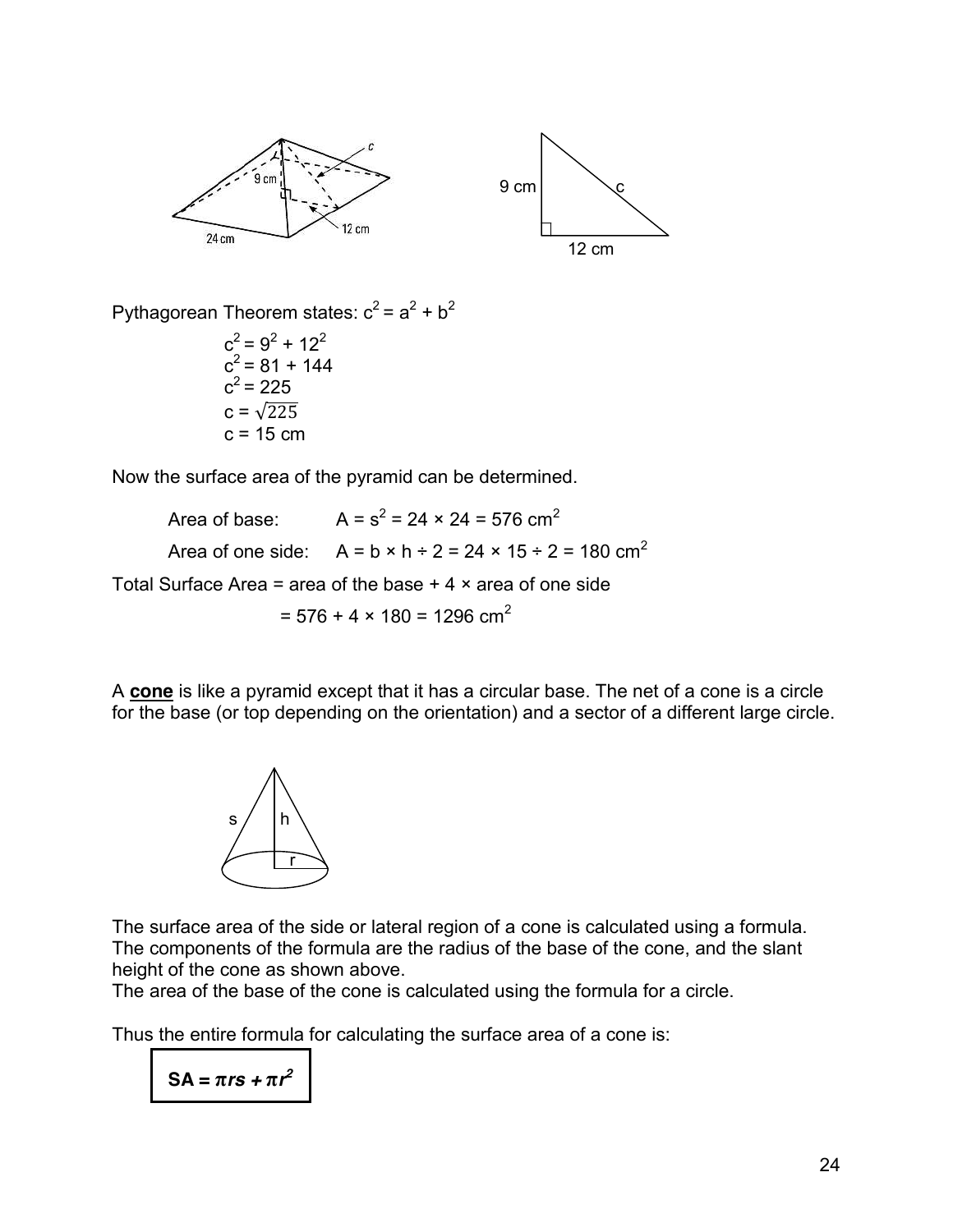Pythagorean Theorem states: $c^2 = a^2 + b^2$

$$c^2 = 9^2 + 12^2$$
$$c^2 = 81 + 144$$
$$c^2 = 225$$
$$c = \sqrt{225}$$
$$c = 15 \text{ cm}$$

Now the surface area of the pyramid can be determined.

Area of base: $A = s^2 = 24 \times 24 = 576 \text{ cm}^2$

Area of one side: $A = b \times h \div 2 = 24 \times 15 \div 2 = 180 \text{ cm}^2$

Total Surface Area = area of the base + 4 × area of one side

$$= 576 + 4 \times 180 = 1296 \text{ cm}^2$$

A **cone** is like a pyramid except that it has a circular base. The net of a cone is a circle for the base (or top depending on the orientation) and a sector of a different large circle.

The surface area of the side or lateral region of a cone is calculated using a formula. The components of the formula are the radius of the base of the cone, and the slant height of the cone as shown above.
The area of the base of the cone is calculated using the formula for a circle.

Thus the entire formula for calculating the surface area of a cone is:

$$\textbf{SA} = \pi r s + \pi r^2$$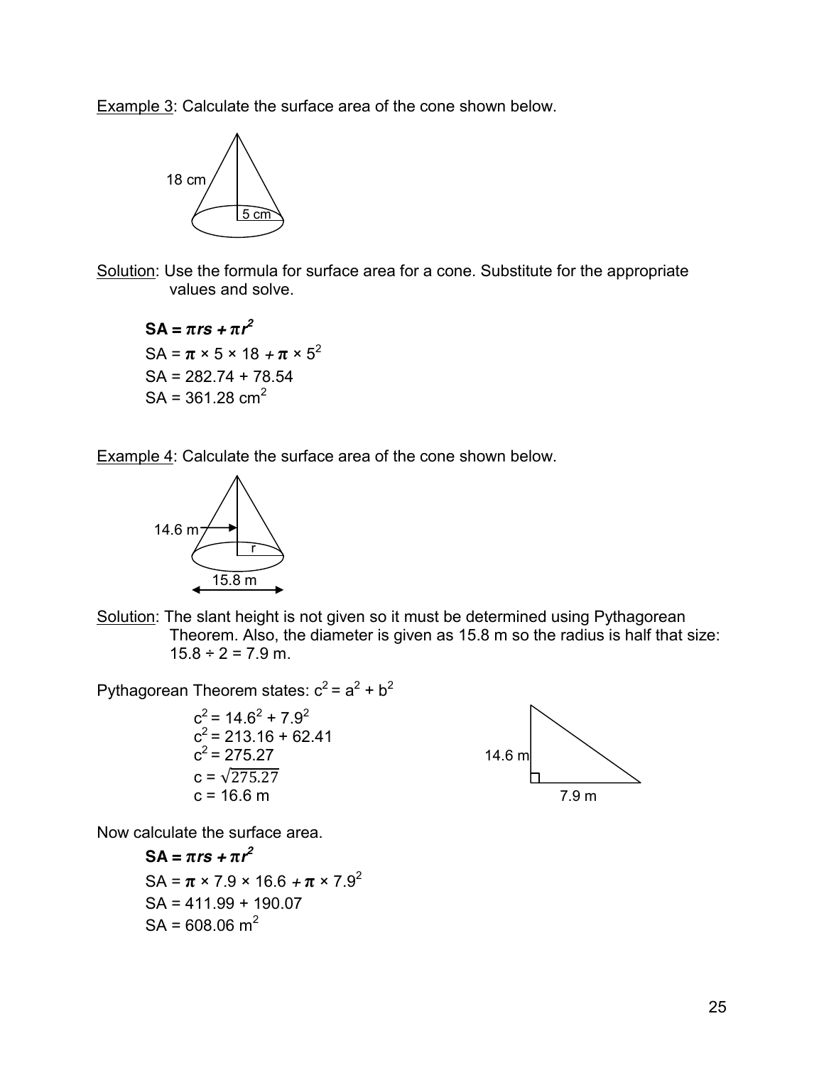Example 3: Calculate the surface area of the cone shown below.

Solution: Use the formula for surface area for a cone. Substitute for the appropriate values and solve.

$$\mathbf{SA = \pi rs + \pi r^2}$$

$SA = \pi \times 5 \times 18 + \pi \times 5^2$

$SA = 282.74 + 78.54$

$SA = 361.28 \text{ cm}^2$

Example 4: Calculate the surface area of the cone shown below.

Solution: The slant height is not given so it must be determined using Pythagorean Theorem. Also, the diameter is given as 15.8 m so the radius is half that size: $15.8 \div 2 = 7.9$ m.

Pythagorean Theorem states: $c^2 = a^2 + b^2$

$c^2 = 14.6^2 + 7.9^2$

$c^2 = 213.16 + 62.41$

$c^2 = 275.27$

$c = \sqrt{275.27}$

$c = 16.6$ m

Now calculate the surface area.

$$\mathbf{SA = \pi rs + \pi r^2}$$

$SA = \pi \times 7.9 \times 16.6 + \pi \times 7.9^2$

$SA = 411.99 + 190.07$

$SA = 608.06 \text{ m}^2$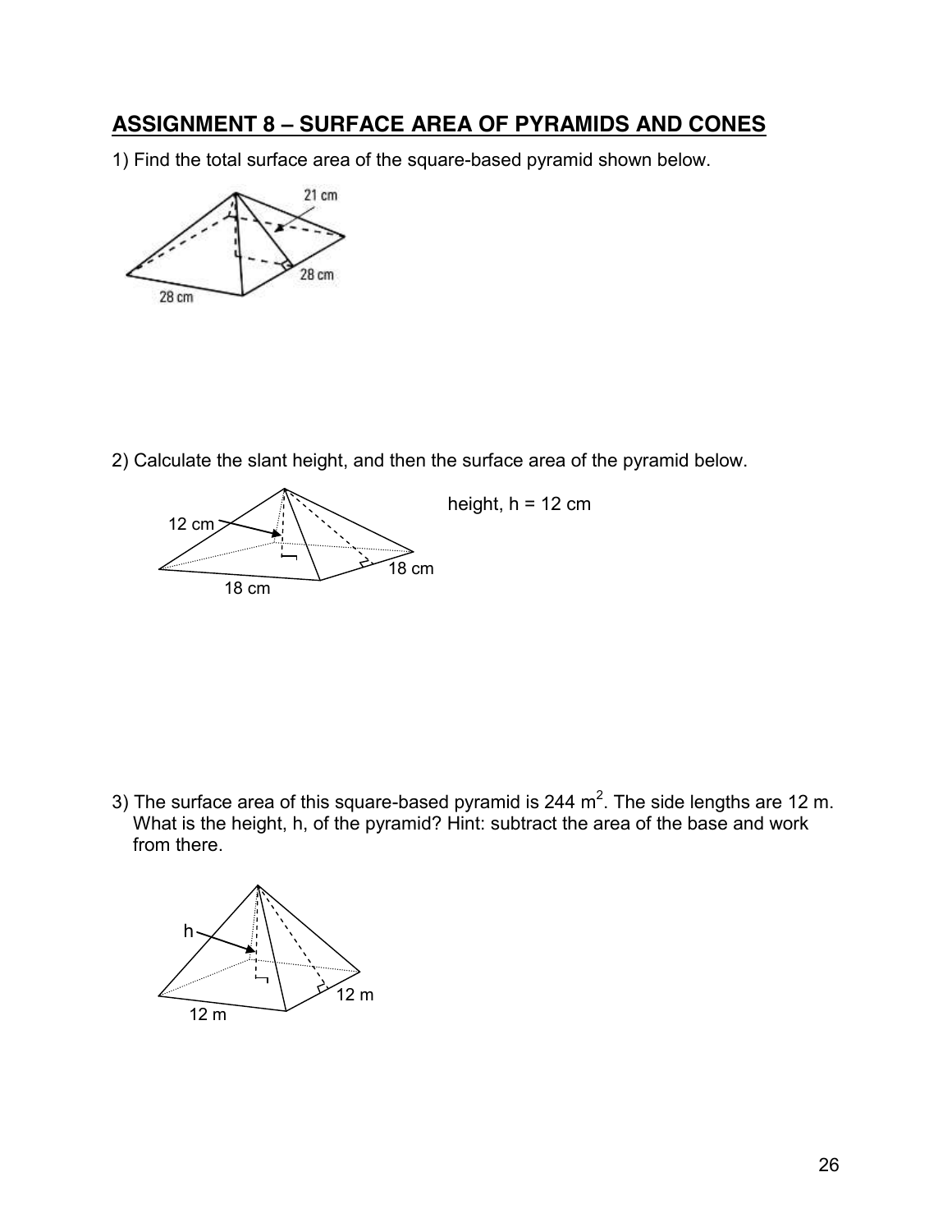## ASSIGNMENT 8 – SURFACE AREA OF PYRAMIDS AND CONES

1) Find the total surface area of the square-based pyramid shown below.

21 cm

28 cm

28 cm

2) Calculate the slant height, and then the surface area of the pyramid below.

12 cm

18 cm

18 cm

height, h = 12 cm

3) The surface area of this square-based pyramid is 244 m$^2$. The side lengths are 12 m. What is the height, h, of the pyramid? Hint: subtract the area of the base and work from there.

h

12 m

12 m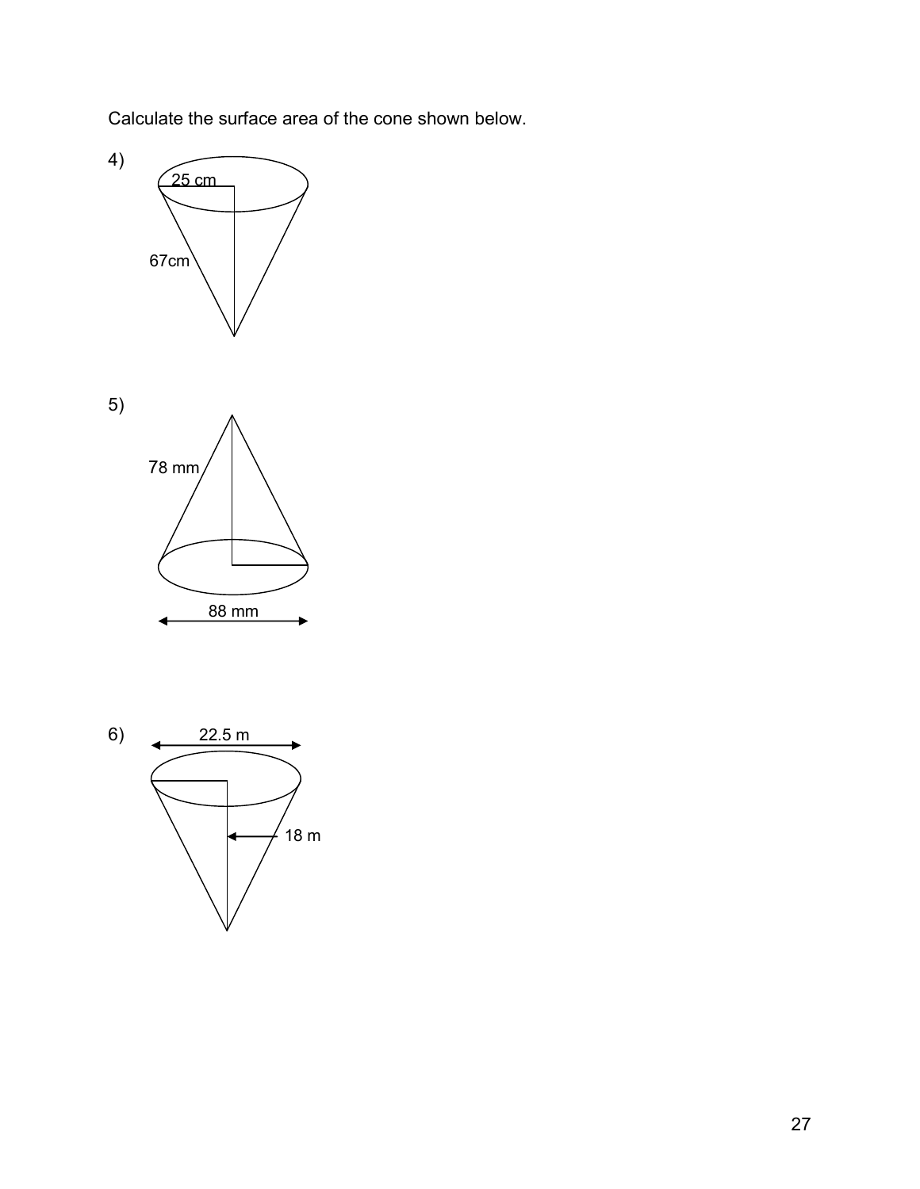Calculate the surface area of the cone shown below.

4)

25 cm

67cm

5)

78 mm

88 mm

6)

22.5 m

18 m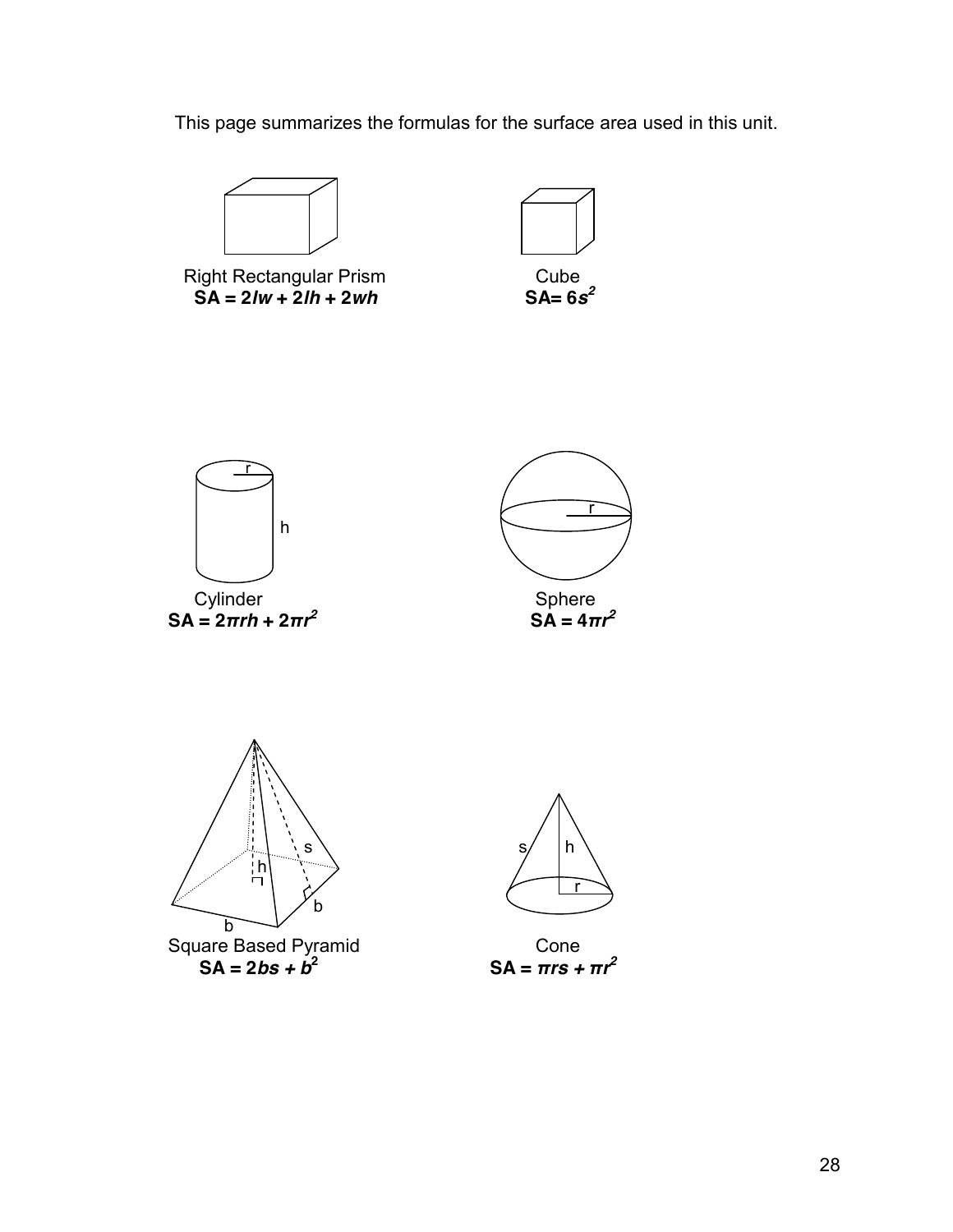This page summarizes the formulas for the surface area used in this unit.

Right Rectangular Prism
**$SA = 2lw + 2lh + 2wh$**

Cube
**$SA = 6s^2$**

Cylinder
**$SA = 2\pi rh + 2\pi r^2$**

Sphere
**$SA = 4\pi r^2$**

Square Based Pyramid
**$SA = 2bs + b^2$**

Cone
**$SA = \pi rs + \pi r^2$**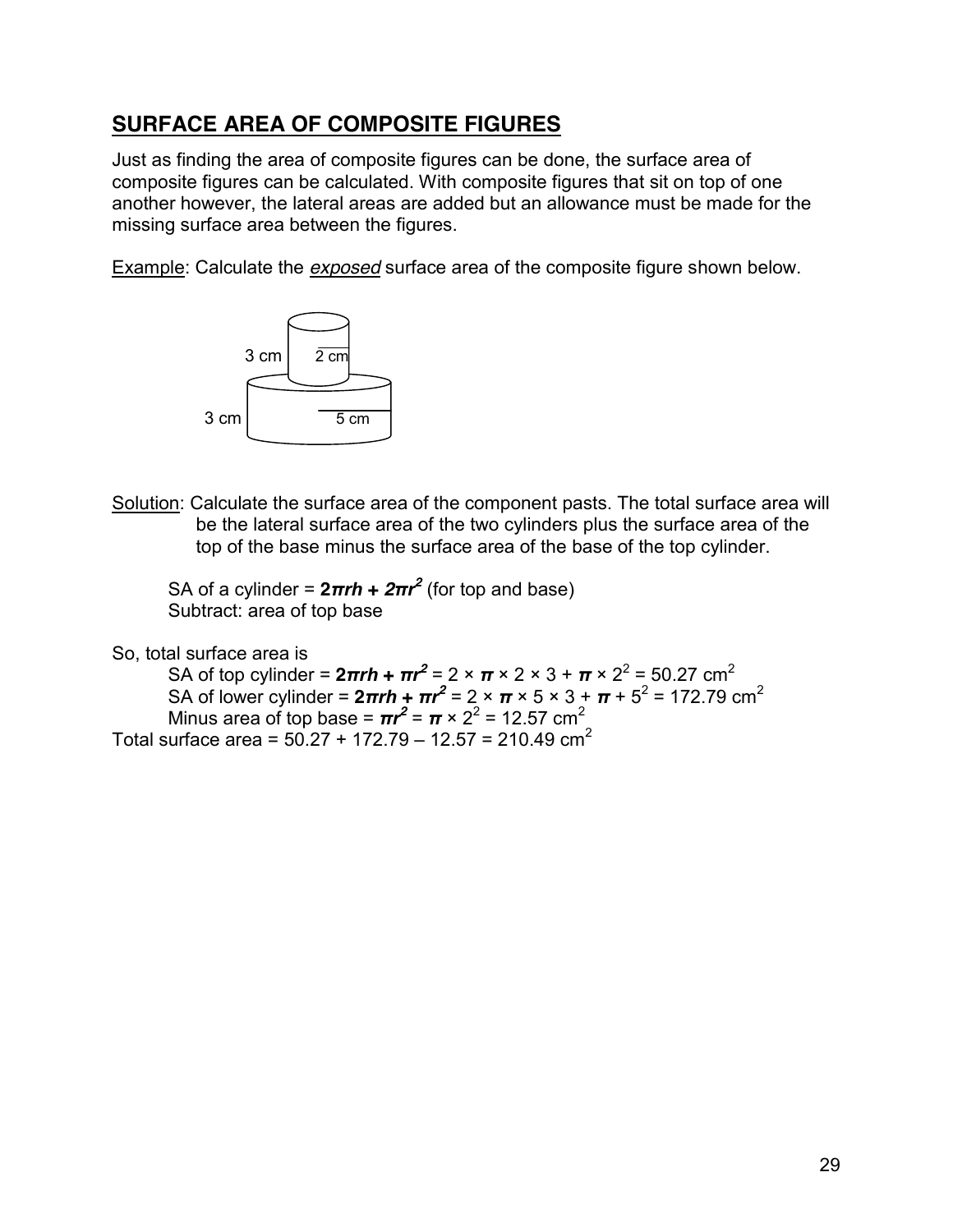## SURFACE AREA OF COMPOSITE FIGURES

Just as finding the area of composite figures can be done, the surface area of composite figures can be calculated. With composite figures that sit on top of one another however, the lateral areas are added but an allowance must be made for the missing surface area between the figures.

Example: Calculate the *exposed* surface area of the composite figure shown below.

3 cm 2 cm

3 cm 5 cm

Solution: Calculate the surface area of the component pasts. The total surface area will be the lateral surface area of the two cylinders plus the surface area of the top of the base minus the surface area of the base of the top cylinder.

SA of a cylinder = $\mathbf{2\pi rh + 2\pi r^2}$ (for top and base)
Subtract: area of top base

So, total surface area is

SA of top cylinder = $\mathbf{2\pi rh + \pi r^2}$ = $2 \times \pi \times 2 \times 3 + \pi \times 2^2 = 50.27$ cm$^2$

SA of lower cylinder = $\mathbf{2\pi rh + \pi r^2}$ = $2 \times \pi \times 5 \times 3 + \pi + 5^2 = 172.79$ cm$^2$

Minus area of top base = $\mathbf{\pi r^2}$ = $\pi \times 2^2 = 12.57$ cm$^2$

Total surface area = $50.27 + 172.79 - 12.57 = 210.49$ cm$^2$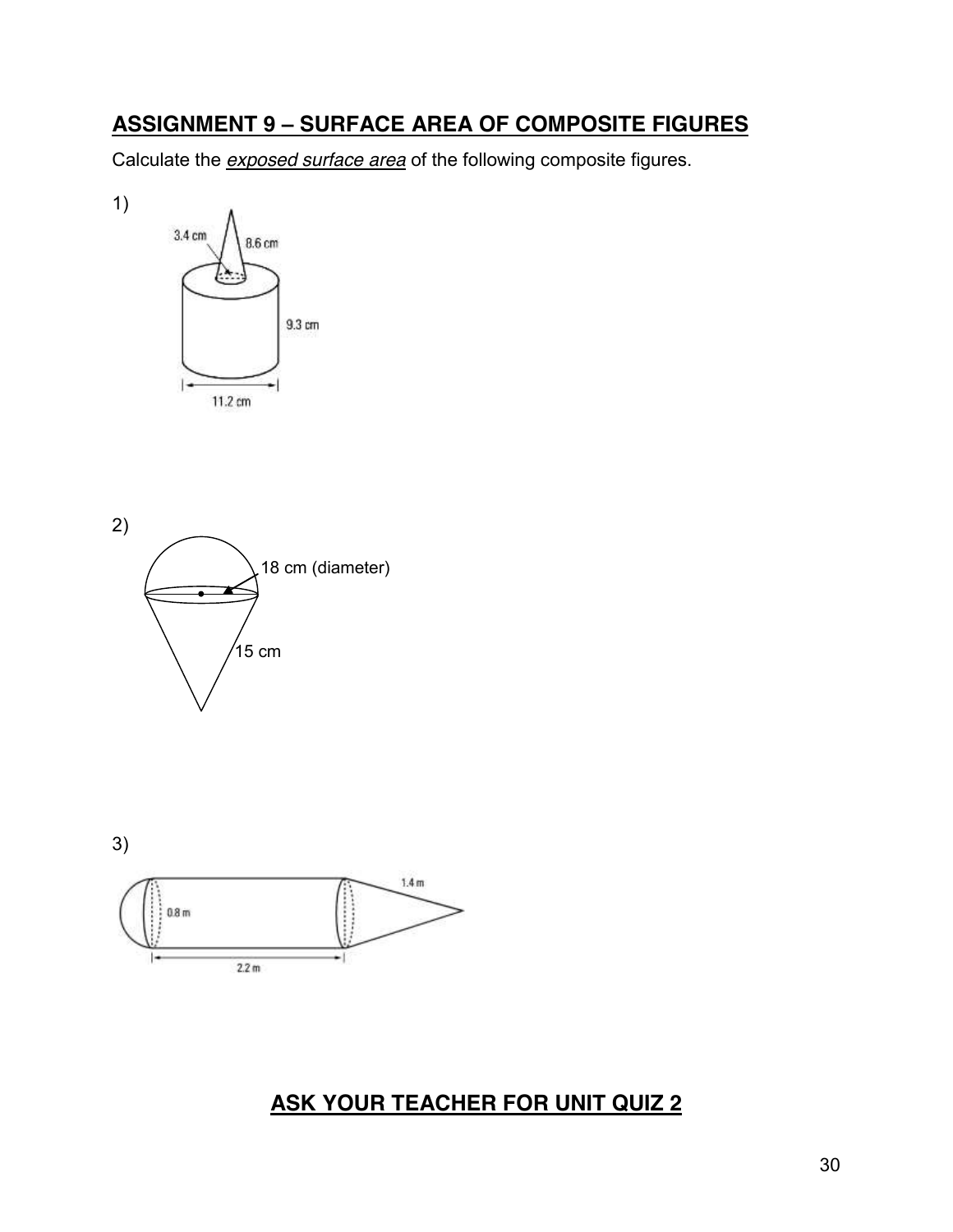## ASSIGNMENT 9 – SURFACE AREA OF COMPOSITE FIGURES

Calculate the *exposed surface area* of the following composite figures.

1)

3.4 cm

8.6 cm

9.3 cm

11.2 cm

2)

18 cm (diameter)

15 cm

3)

1.4 m

0.8 m

2.2 m

## ASK YOUR TEACHER FOR UNIT QUIZ 2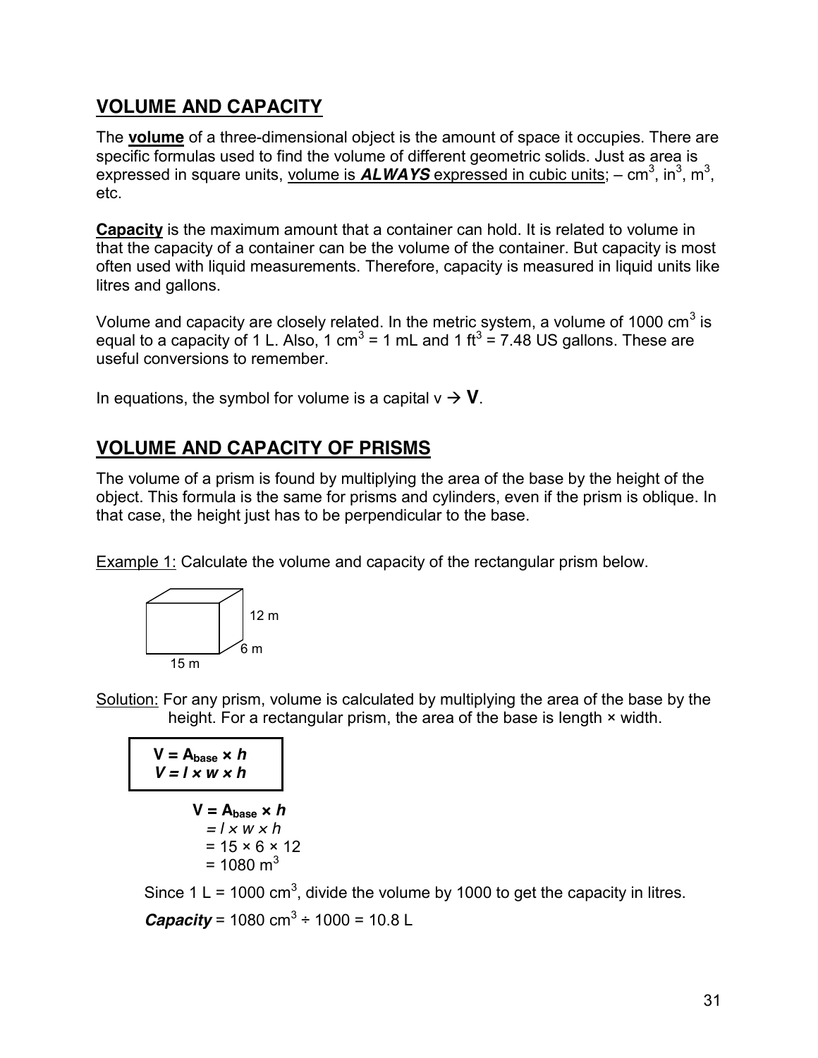## VOLUME AND CAPACITY

The **volume** of a three-dimensional object is the amount of space it occupies. There are specific formulas used to find the volume of different geometric solids. Just as area is expressed in square units, volume is ***ALWAYS*** expressed in cubic units; – $cm^3$, $in^3$, $m^3$, etc.

**Capacity** is the maximum amount that a container can hold. It is related to volume in that the capacity of a container can be the volume of the container. But capacity is most often used with liquid measurements. Therefore, capacity is measured in liquid units like litres and gallons.

Volume and capacity are closely related. In the metric system, a volume of 1000 $cm^3$ is equal to a capacity of 1 L. Also, 1 $cm^3$ = 1 mL and 1 $ft^3$ = 7.48 US gallons. These are useful conversions to remember.

In equations, the symbol for volume is a capital v → **V**.

## VOLUME AND CAPACITY OF PRISMS

The volume of a prism is found by multiplying the area of the base by the height of the object. This formula is the same for prisms and cylinders, even if the prism is oblique. In that case, the height just has to be perpendicular to the base.

Example 1: Calculate the volume and capacity of the rectangular prism below.

12 m

6 m

15 m

Solution: For any prism, volume is calculated by multiplying the area of the base by the height. For a rectangular prism, the area of the base is length × width.

$$V = A_{base} \times h$$
$$V = l \times w \times h$$

$$\begin{aligned} V &= A_{base} \times h \\ &= l \times w \times h \\ &= 15 \times 6 \times 12 \\ &= 1080 \text{ m}^3 \end{aligned}$$

Since 1 L = 1000 $cm^3$, divide the volume by 1000 to get the capacity in litres.

***Capacity*** = 1080 $cm^3$ ÷ 1000 = 10.8 L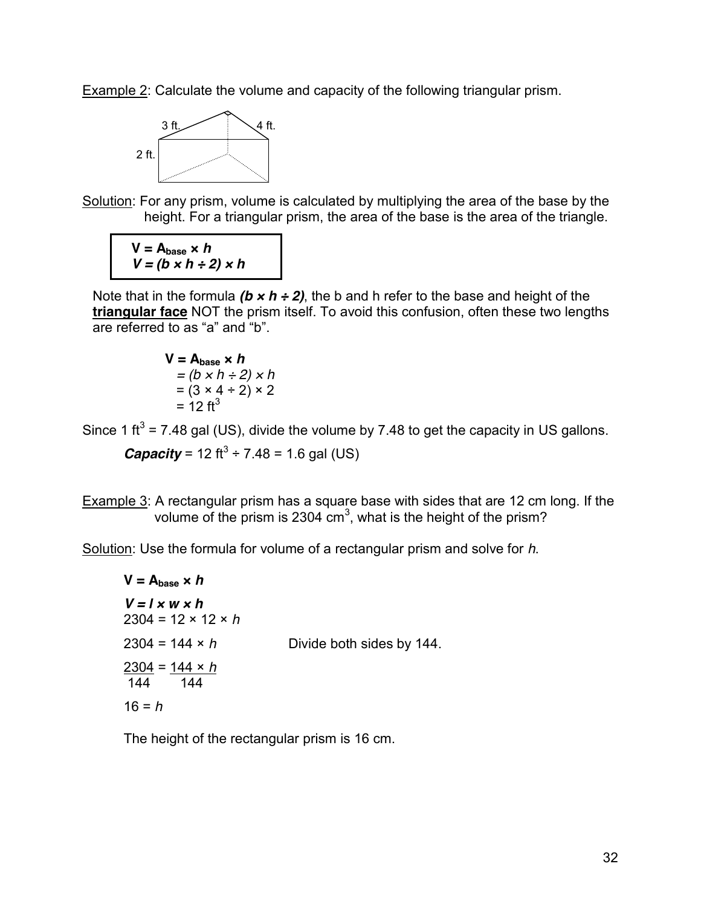Example 2: Calculate the volume and capacity of the following triangular prism.

3 ft. 4 ft.

2 ft.

Solution: For any prism, volume is calculated by multiplying the area of the base by the height. For a triangular prism, the area of the base is the area of the triangle.

$$\mathbf{V = A_{base} \times \mathit{h}}$$
$$V = (b \times h \div 2) \times h$$

Note that in the formula ***(b × h ÷ 2)***, the b and h refer to the base and height of the **triangular face** NOT the prism itself. To avoid this confusion, often these two lengths are referred to as "a" and "b".

$$\begin{aligned} \mathbf{V} &= \mathbf{A_{base} \times \mathit{h}} \\ &= (b \times h \div 2) \times h \\ &= (3 \times 4 \div 2) \times 2 \\ &= 12 \text{ ft}^3 \end{aligned}$$

Since 1 $\text{ft}^3$ = 7.48 gal (US), divide the volume by 7.48 to get the capacity in US gallons.

***Capacity*** = 12 $\text{ft}^3$ ÷ 7.48 = 1.6 gal (US)

Example 3: A rectangular prism has a square base with sides that are 12 cm long. If the volume of the prism is 2304 $\text{cm}^3$, what is the height of the prism?

Solution: Use the formula for volume of a rectangular prism and solve for *h*.

$$\mathbf{V = A_{base} \times \mathit{h}}$$

$$V = l \times w \times h$$

$$2304 = 12 \times 12 \times h$$

$$2304 = 144 \times h \qquad \text{Divide both sides by 144.}$$

$$\frac{2304}{144} = \frac{144 \times h}{144}$$

$$16 = h$$

The height of the rectangular prism is 16 cm.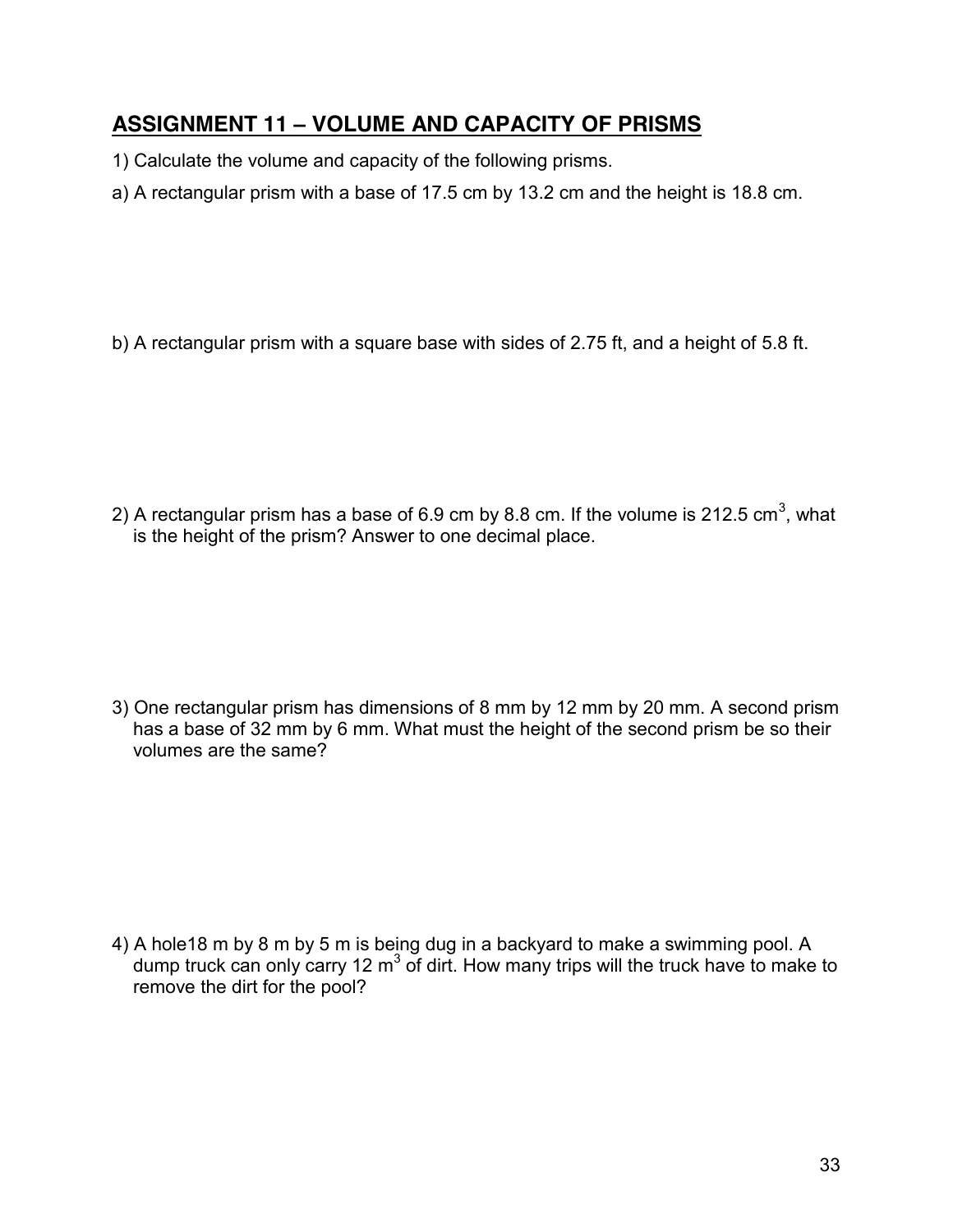## ASSIGNMENT 11 – VOLUME AND CAPACITY OF PRISMS

1) Calculate the volume and capacity of the following prisms.

a) A rectangular prism with a base of 17.5 cm by 13.2 cm and the height is 18.8 cm.

b) A rectangular prism with a square base with sides of 2.75 ft, and a height of 5.8 ft.

2) A rectangular prism has a base of 6.9 cm by 8.8 cm. If the volume is 212.5 $cm^3$, what is the height of the prism? Answer to one decimal place.

3) One rectangular prism has dimensions of 8 mm by 12 mm by 20 mm. A second prism has a base of 32 mm by 6 mm. What must the height of the second prism be so their volumes are the same?

4) A hole18 m by 8 m by 5 m is being dug in a backyard to make a swimming pool. A dump truck can only carry 12 $m^3$ of dirt. How many trips will the truck have to make to remove the dirt for the pool?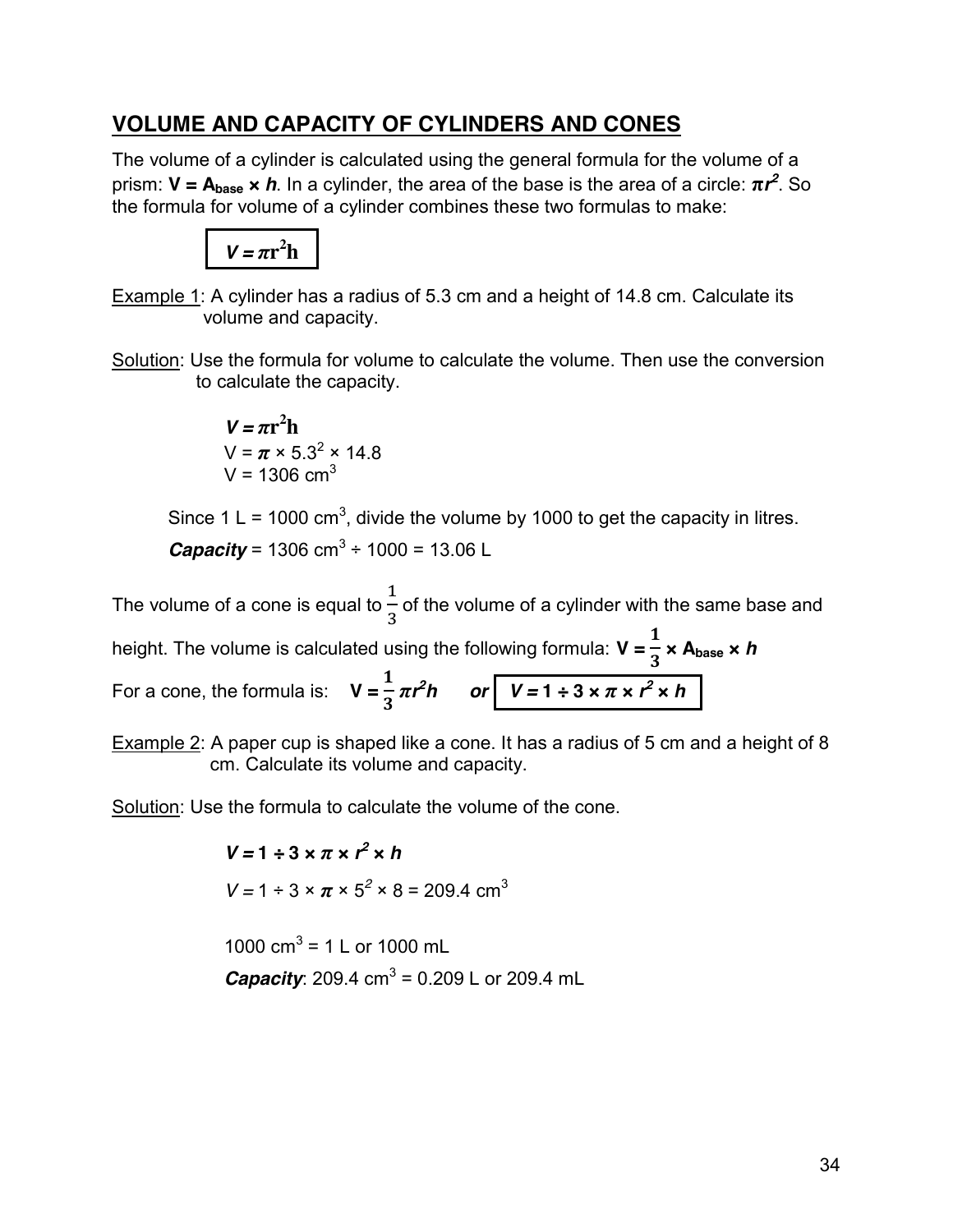## VOLUME AND CAPACITY OF CYLINDERS AND CONES

The volume of a cylinder is calculated using the general formula for the volume of a prism: $V = A_{base} \times h$. In a cylinder, the area of the base is the area of a circle: $\pi r^2$. So the formula for volume of a cylinder combines these two formulas to make:

$$V = \pi r^2 h$$

Example 1: A cylinder has a radius of 5.3 cm and a height of 14.8 cm. Calculate its volume and capacity.

Solution: Use the formula for volume to calculate the volume. Then use the conversion to calculate the capacity.

$V = \pi r^2 h$
$V = \pi \times 5.3^2 \times 14.8$
$V = 1306 \text{ cm}^3$

Since 1 L = 1000 $\text{cm}^3$, divide the volume by 1000 to get the capacity in litres.

***Capacity*** = 1306 $\text{cm}^3$ ÷ 1000 = 13.06 L

The volume of a cone is equal to $\frac{1}{3}$ of the volume of a cylinder with the same base and height. The volume is calculated using the following formula: $V = \frac{1}{3} \times A_{base} \times h$

For a cone, the formula is: $V = \frac{1}{3}\pi r^2 h$ ***or*** $V = 1 \div 3 \times \pi \times r^2 \times h$

Example 2: A paper cup is shaped like a cone. It has a radius of 5 cm and a height of 8 cm. Calculate its volume and capacity.

Solution: Use the formula to calculate the volume of the cone.

$V = 1 \div 3 \times \pi \times r^2 \times h$

$V = 1 \div 3 \times \pi \times 5^2 \times 8 = 209.4 \text{ cm}^3$

1000 $\text{cm}^3$ = 1 L or 1000 mL

***Capacity***: 209.4 $\text{cm}^3$ = 0.209 L or 209.4 mL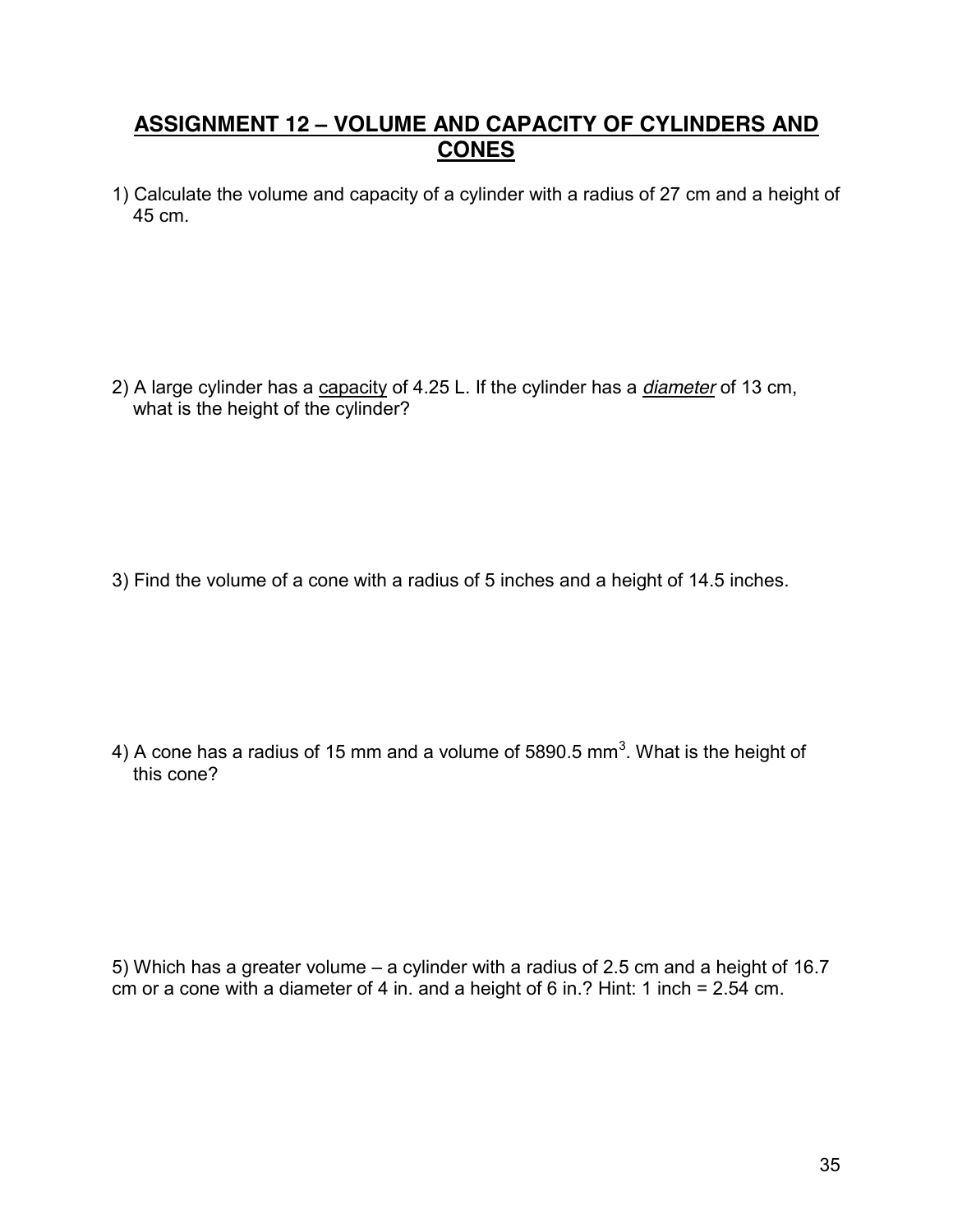## ASSIGNMENT 12 – VOLUME AND CAPACITY OF CYLINDERS AND CONES

1) Calculate the volume and capacity of a cylinder with a radius of 27 cm and a height of 45 cm.

2) A large cylinder has a capacity of 4.25 L. If the cylinder has a ***diameter*** of 13 cm, what is the height of the cylinder?

3) Find the volume of a cone with a radius of 5 inches and a height of 14.5 inches.

4) A cone has a radius of 15 mm and a volume of 5890.5 $mm^3$. What is the height of this cone?

5) Which has a greater volume – a cylinder with a radius of 2.5 cm and a height of 16.7 cm or a cone with a diameter of 4 in. and a height of 6 in.? Hint: 1 inch = 2.54 cm.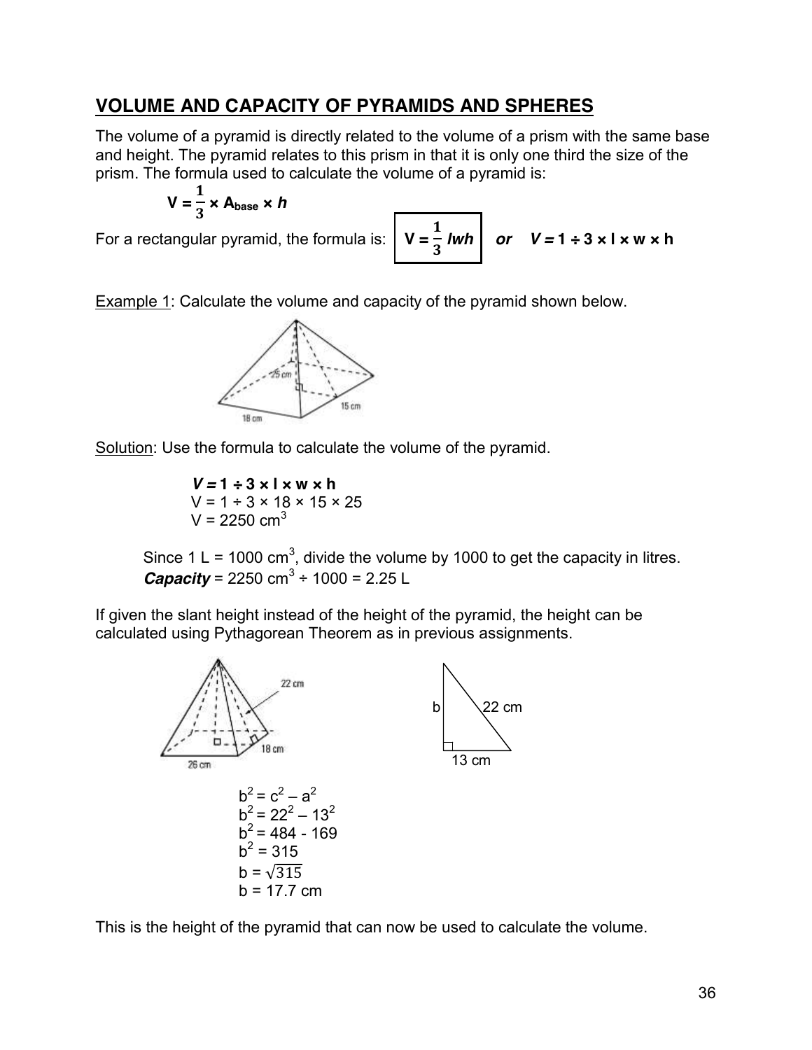## VOLUME AND CAPACITY OF PYRAMIDS AND SPHERES

The volume of a pyramid is directly related to the volume of a prism with the same base and height. The pyramid relates to this prism in that it is only one third the size of the prism. The formula used to calculate the volume of a pyramid is:

$$V = \frac{1}{3} \times A_{base} \times h$$

For a rectangular pyramid, the formula is: $V = \frac{1}{3} lwh$ ***or*** ***V =*** **1 ÷ 3 × l × w × h**

<u>Example 1</u>: Calculate the volume and capacity of the pyramid shown below.

<u>Solution</u>: Use the formula to calculate the volume of the pyramid.

***V =*** **1 ÷ 3 × l × w × h**
V = 1 ÷ 3 × 18 × 15 × 25
V = 2250 $cm^3$

Since 1 L = 1000 $cm^3$, divide the volume by 1000 to get the capacity in litres.
***Capacity*** = 2250 $cm^3$ ÷ 1000 = 2.25 L

If given the slant height instead of the height of the pyramid, the height can be calculated using Pythagorean Theorem as in previous assignments.

$b^2 = c^2 - a^2$
$b^2 = 22^2 - 13^2$
$b^2 = 484 - 169$
$b^2 = 315$
$b = \sqrt{315}$
b = 17.7 cm

This is the height of the pyramid that can now be used to calculate the volume.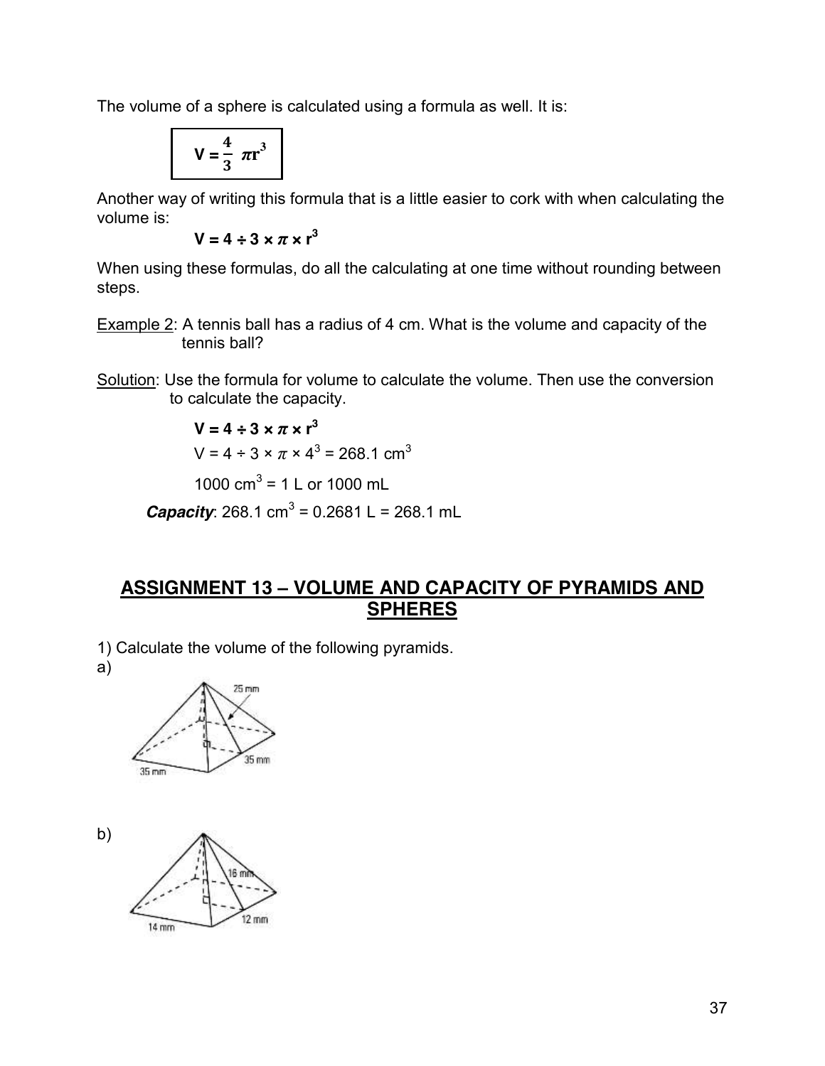The volume of a sphere is calculated using a formula as well. It is:

$$V = \frac{4}{3}\pi r^3$$

Another way of writing this formula that is a little easier to cork with when calculating the volume is:

$$V = 4 \div 3 \times \pi \times r^3$$

When using these formulas, do all the calculating at one time without rounding between steps.

Example 2: A tennis ball has a radius of 4 cm. What is the volume and capacity of the tennis ball?

Solution: Use the formula for volume to calculate the volume. Then use the conversion to calculate the capacity.

$$V = 4 \div 3 \times \pi \times r^3$$

$V = 4 \div 3 \times \pi \times 4^3 = 268.1 \text{ cm}^3$

$1000 \text{ cm}^3 = 1$ L or 1000 mL

***Capacity***: $268.1 \text{ cm}^3 = 0.2681$ L $= 268.1$ mL

## ASSIGNMENT 13 – VOLUME AND CAPACITY OF PYRAMIDS AND SPHERES

1) Calculate the volume of the following pyramids.

a)

25 mm

35 mm

35 mm

b)

16 mm

14 mm

12 mm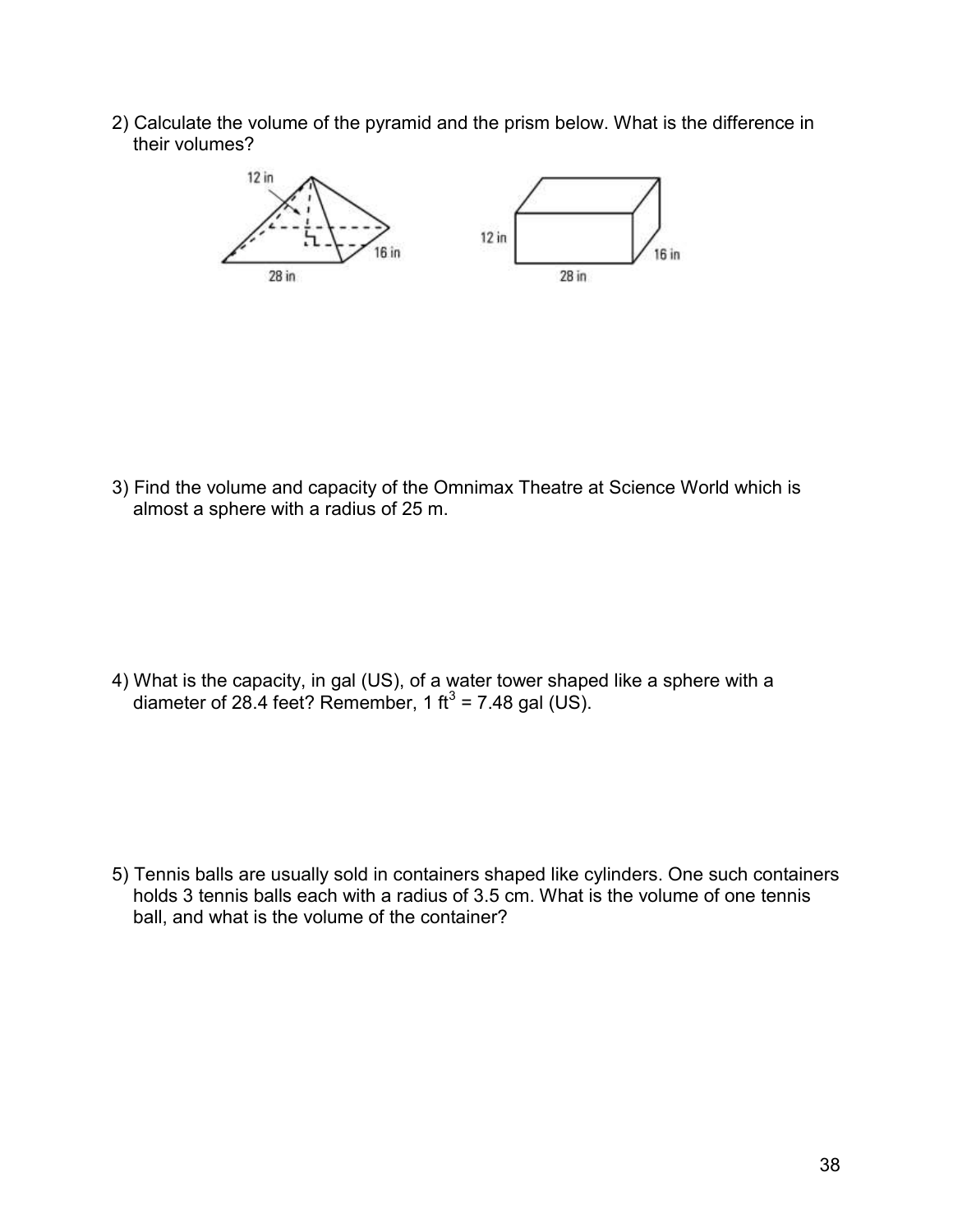2) Calculate the volume of the pyramid and the prism below. What is the difference in their volumes?

3) Find the volume and capacity of the Omnimax Theatre at Science World which is almost a sphere with a radius of 25 m.

4) What is the capacity, in gal (US), of a water tower shaped like a sphere with a diameter of 28.4 feet? Remember, 1 $ft^3$ = 7.48 gal (US).

5) Tennis balls are usually sold in containers shaped like cylinders. One such containers holds 3 tennis balls each with a radius of 3.5 cm. What is the volume of one tennis ball, and what is the volume of the container?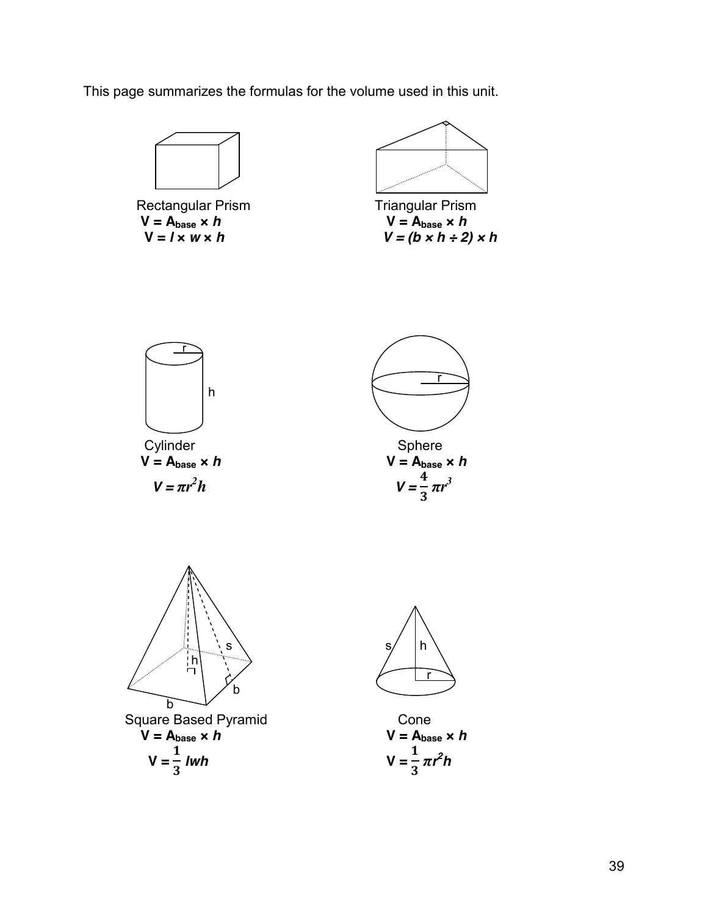This page summarizes the formulas for the volume used in this unit.

**Rectangular Prism**

$V = A_{base} \times h$

$V = l \times w \times h$

**Triangular Prism**

$V = A_{base} \times h$

$V = (b \times h \div 2) \times h$

**Cylinder**

$V = A_{base} \times h$

$V = \pi r^2 h$

**Sphere**

$V = A_{base} \times h$

$V = \frac{4}{3} \pi r^3$

**Square Based Pyramid**

$V = A_{base} \times h$

$V = \frac{1}{3} lwh$

**Cone**

$V = A_{base} \times h$

$V = \frac{1}{3} \pi r^2 h$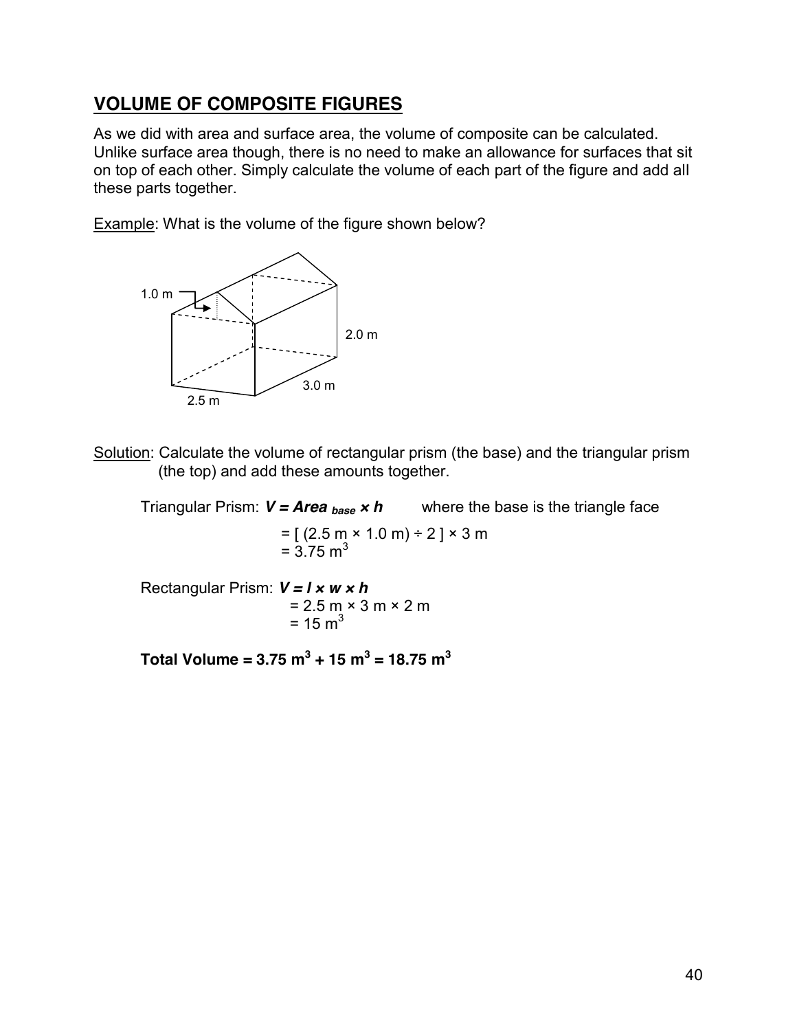## VOLUME OF COMPOSITE FIGURES

As we did with area and surface area, the volume of composite can be calculated. Unlike surface area though, there is no need to make an allowance for surfaces that sit on top of each other. Simply calculate the volume of each part of the figure and add all these parts together.

Example: What is the volume of the figure shown below?

1.0 m

2.0 m

3.0 m

2.5 m

Solution: Calculate the volume of rectangular prism (the base) and the triangular prism (the top) and add these amounts together.

Triangular Prism: $V = Area_{base} \times h$ where the base is the triangle face

$= [ (2.5 \text{ m} \times 1.0 \text{ m}) \div 2 ] \times 3 \text{ m}$
$= 3.75 \text{ m}^3$

Rectangular Prism: $V = l \times w \times h$
$= 2.5 \text{ m} \times 3 \text{ m} \times 2 \text{ m}$
$= 15 \text{ m}^3$

**Total Volume = $3.75 \text{ m}^3 + 15 \text{ m}^3 = 18.75 \text{ m}^3$**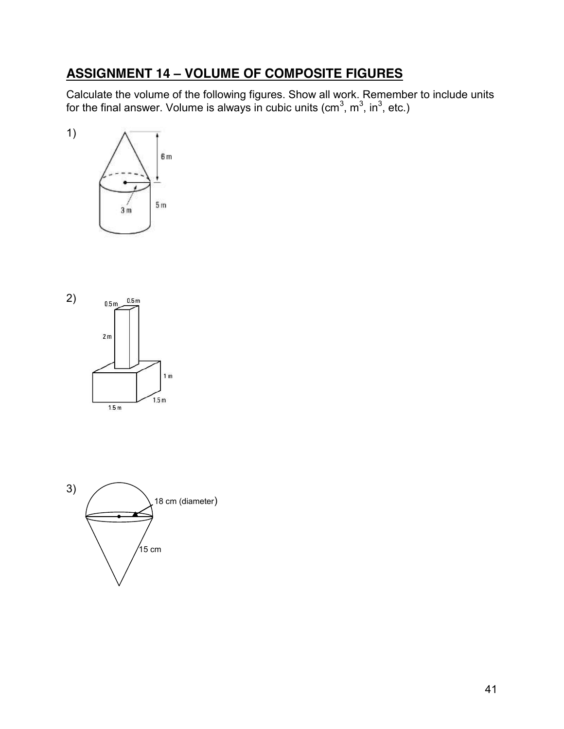## ASSIGNMENT 14 – VOLUME OF COMPOSITE FIGURES

Calculate the volume of the following figures. Show all work. Remember to include units for the final answer. Volume is always in cubic units ($cm^3$, $m^3$, $in^3$, etc.)

1)

6 m

3 m

5 m

2)

0.5 m 0.5 m

2 m

1 m

1.5 m

1.5 m

3)

18 cm (diameter)

15 cm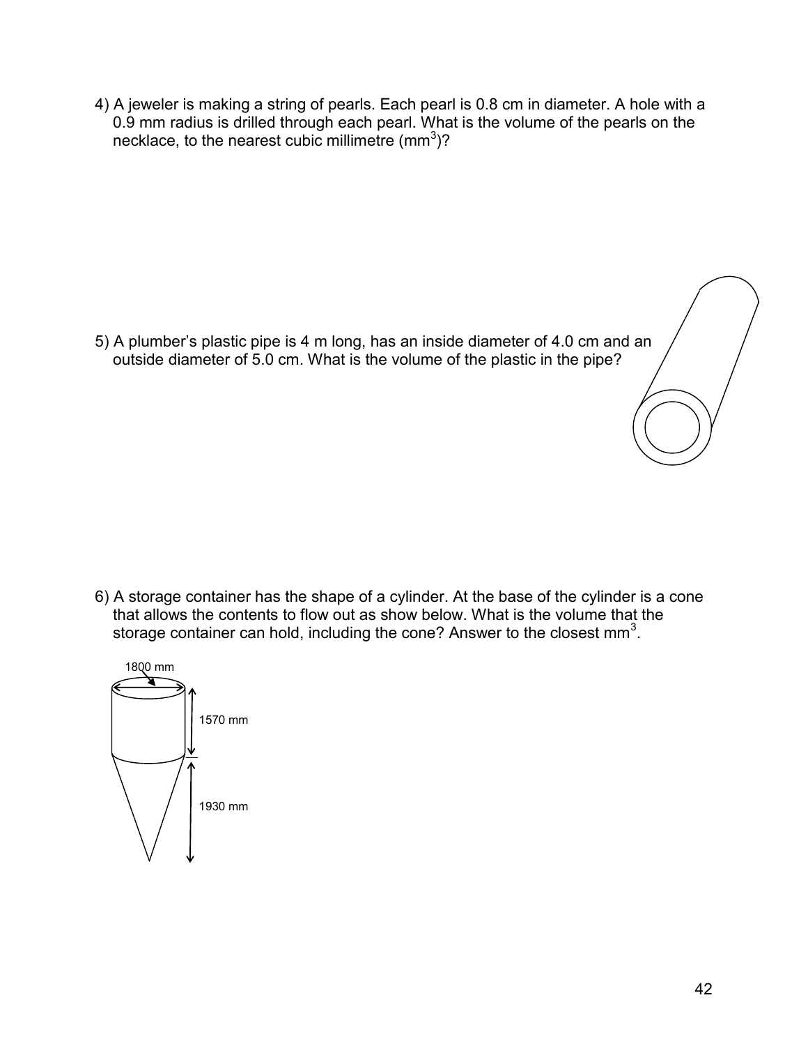4) A jeweler is making a string of pearls. Each pearl is 0.8 cm in diameter. A hole with a 0.9 mm radius is drilled through each pearl. What is the volume of the pearls on the necklace, to the nearest cubic millimetre ($mm^3$)?

5) A plumber's plastic pipe is 4 m long, has an inside diameter of 4.0 cm and an outside diameter of 5.0 cm. What is the volume of the plastic in the pipe?

6) A storage container has the shape of a cylinder. At the base of the cylinder is a cone that allows the contents to flow out as show below. What is the volume that the storage container can hold, including the cone? Answer to the closest $mm^3$.

1800 mm

1570 mm

1930 mm